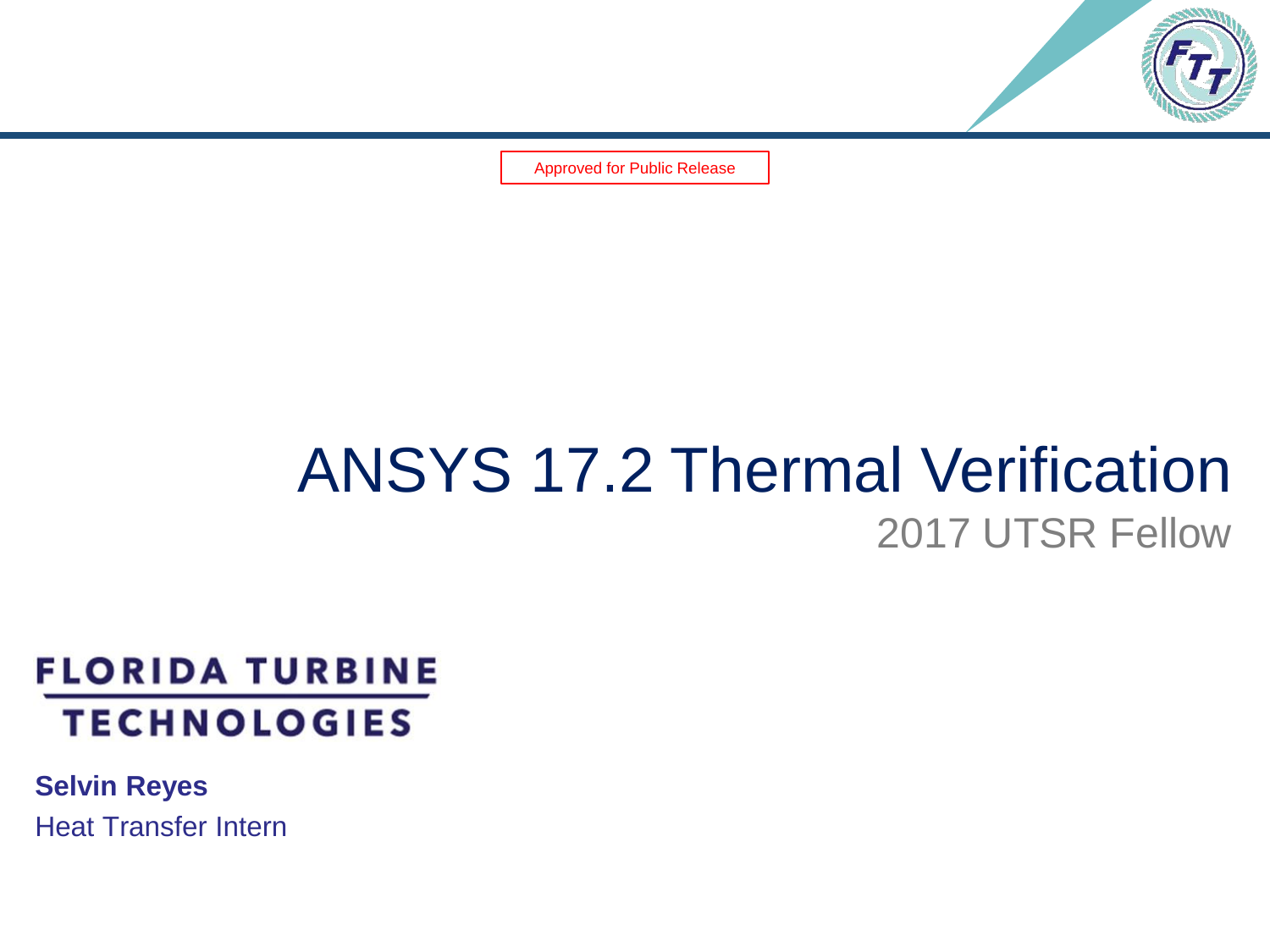Approved for Public Release

# ANSYS 17.2 Thermal Verification

## 2017 UTSR Fellow

FLORIDA TURBINE TECHNOLOGIES

**Selvin Reyes**

Heat Transfer Intern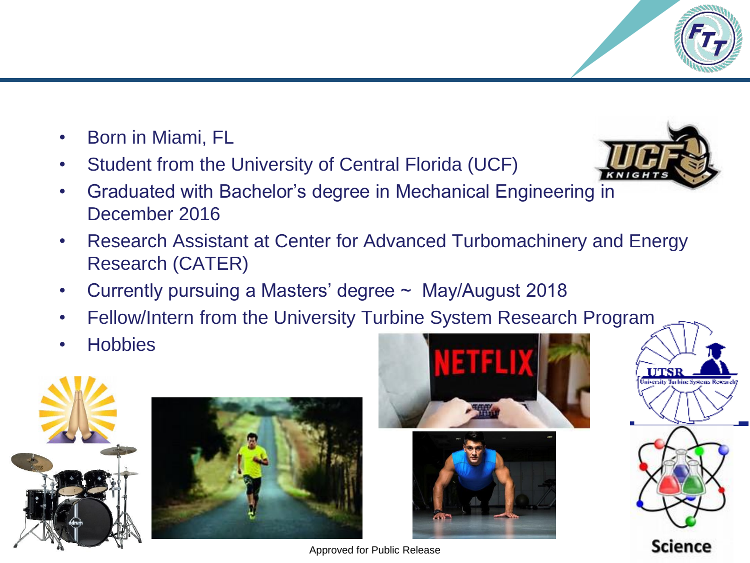- Born in Miami, FL
- Student from the University of Central Florida (UCF)
- Graduated with Bachelor's degree in Mechanical Engineering in December 2016
- Research Assistant at Center for Advanced Turbomachinery and Energy Research (CATER)
- Currently pursuing a Masters' degree ~ May/August 2018
- Fellow/Intern from the University Turbine System Research Program
- Hobbies

Approved for Public Release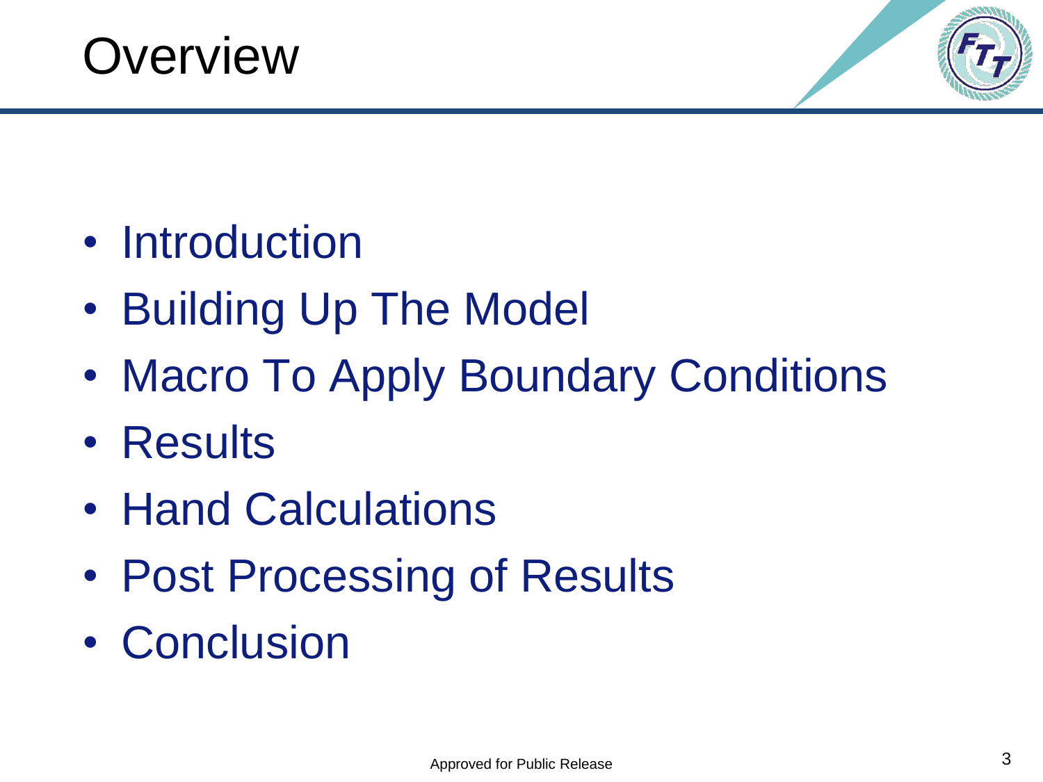# Overview

- Introduction
- Building Up The Model
- Macro To Apply Boundary Conditions
- Results
- Hand Calculations
- Post Processing of Results
- Conclusion

Approved for Public Release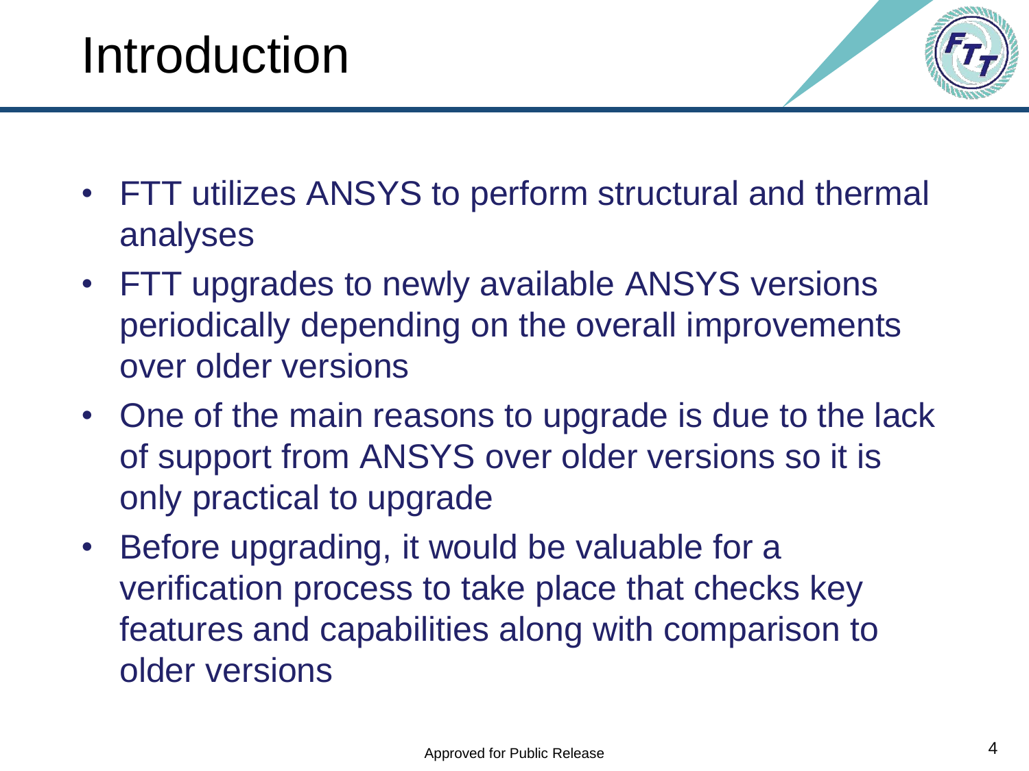# Introduction

- FTT utilizes ANSYS to perform structural and thermal analyses
- FTT upgrades to newly available ANSYS versions periodically depending on the overall improvements over older versions
- One of the main reasons to upgrade is due to the lack of support from ANSYS over older versions so it is only practical to upgrade
- Before upgrading, it would be valuable for a verification process to take place that checks key features and capabilities along with comparison to older versions

Approved for Public Release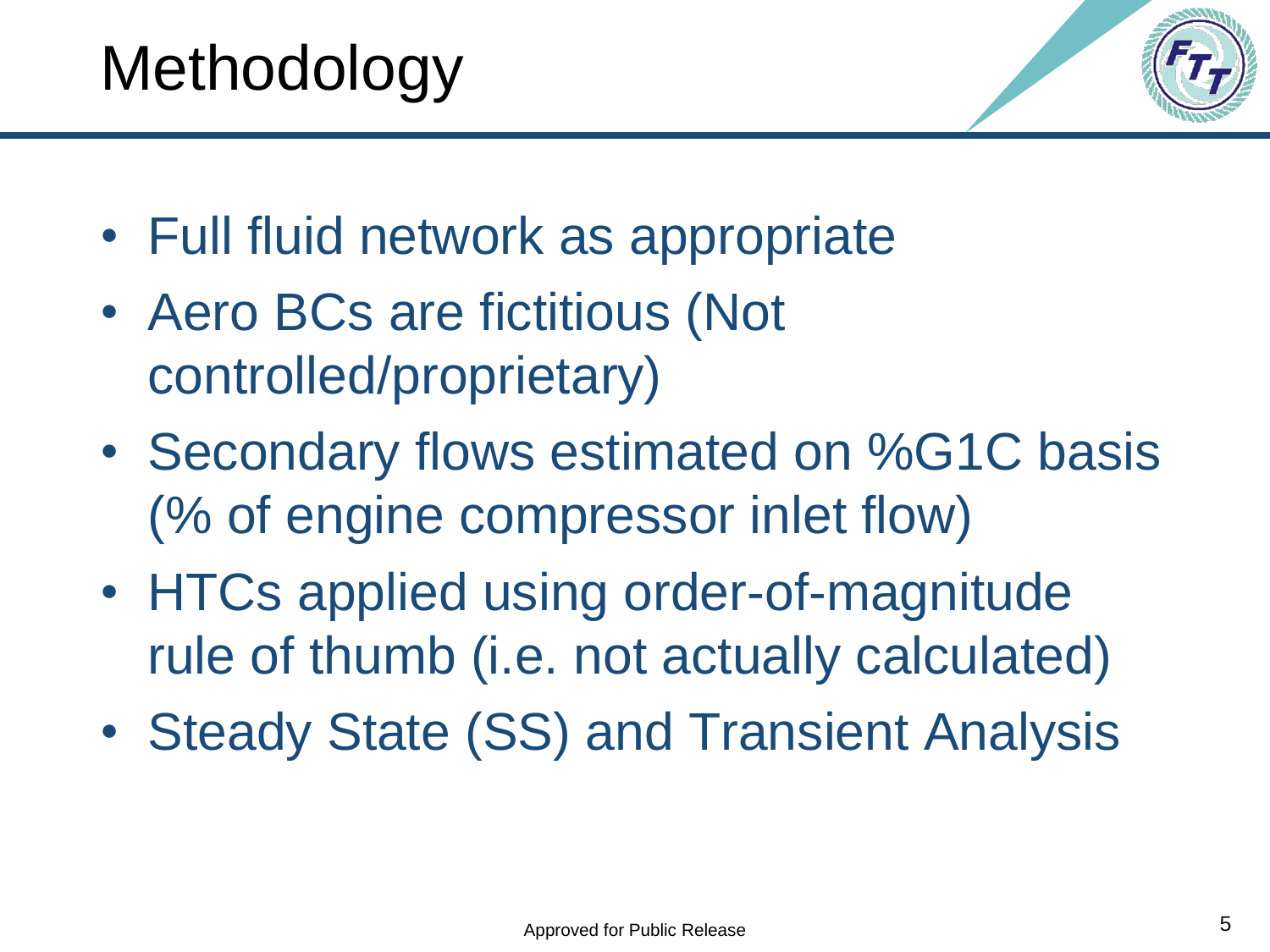# Methodology

- Full fluid network as appropriate
- Aero BCs are fictitious (Not controlled/proprietary)
- Secondary flows estimated on %G1C basis (% of engine compressor inlet flow)
- HTCs applied using order-of-magnitude rule of thumb (i.e. not actually calculated)
- Steady State (SS) and Transient Analysis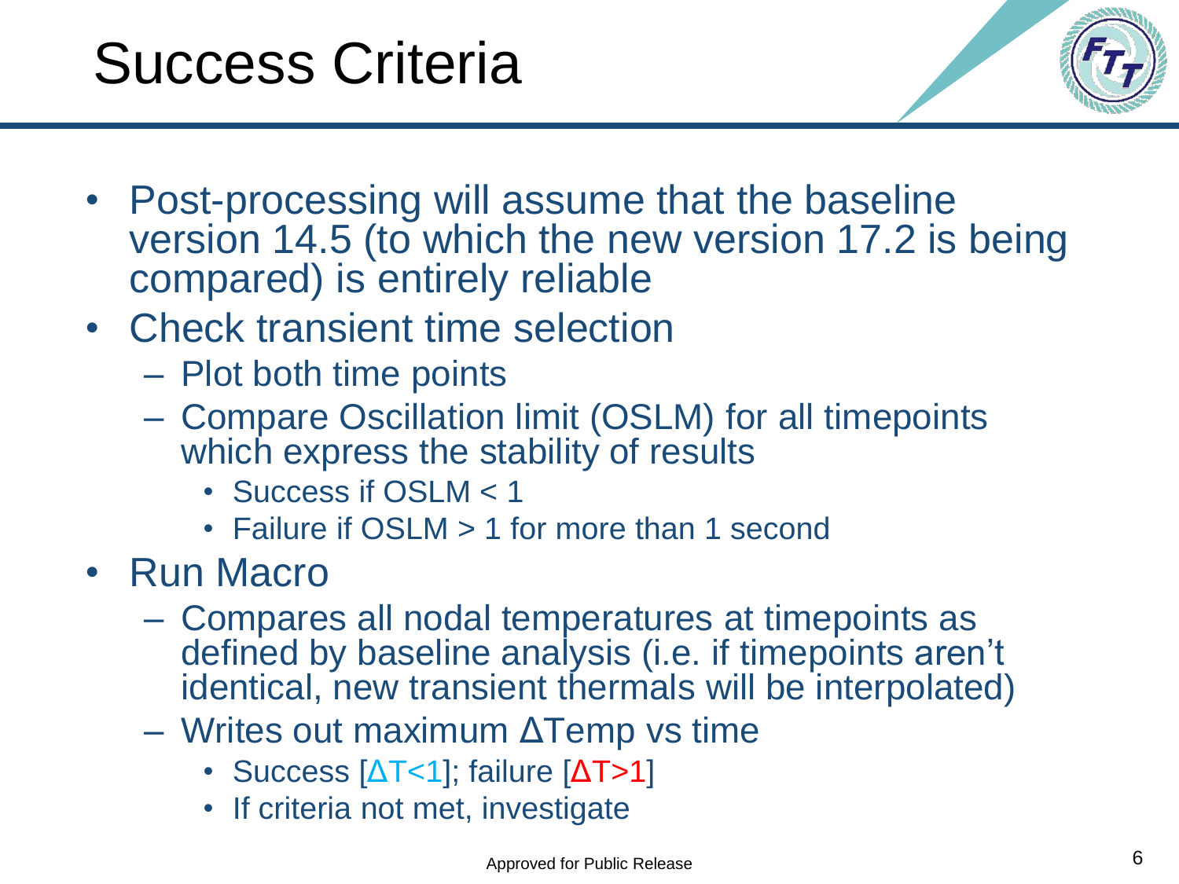# Success Criteria

- Post-processing will assume that the baseline version 14.5 (to which the new version 17.2 is being compared) is entirely reliable
- Check transient time selection
  - Plot both time points
  - Compare Oscillation limit (OSLM) for all timepoints which express the stability of results
    - Success if OSLM < 1
    - Failure if OSLM > 1 for more than 1 second
- Run Macro
  - Compares all nodal temperatures at timepoints as defined by baseline analysis (i.e. if timepoints aren't identical, new transient thermals will be interpolated)
  - Writes out maximum ΔTemp vs time
    - Success [$\Delta T<1$]; failure [$\Delta T>1$]
    - If criteria not met, investigate

Approved for Public Release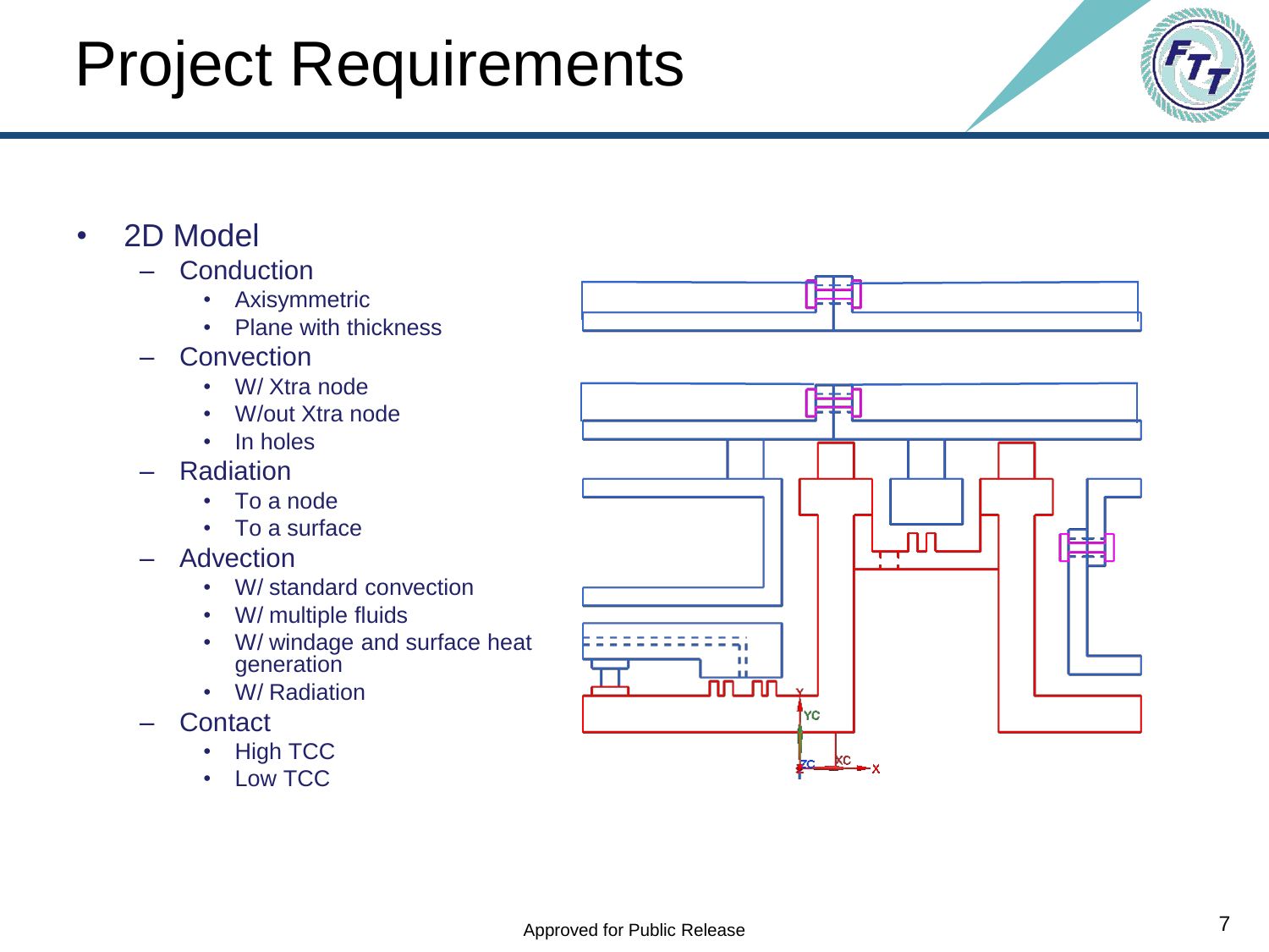# Project Requirements

- 2D Model
  - Conduction
    - Axisymmetric
    - Plane with thickness
  - Convection
    - W/ Xtra node
    - W/out Xtra node
    - In holes
  - Radiation
    - To a node
    - To a surface
  - Advection
    - W/ standard convection
    - W/ multiple fluids
    - W/ windage and surface heat generation
    - W/ Radiation
  - Contact
    - High TCC
    - Low TCC

Approved for Public Release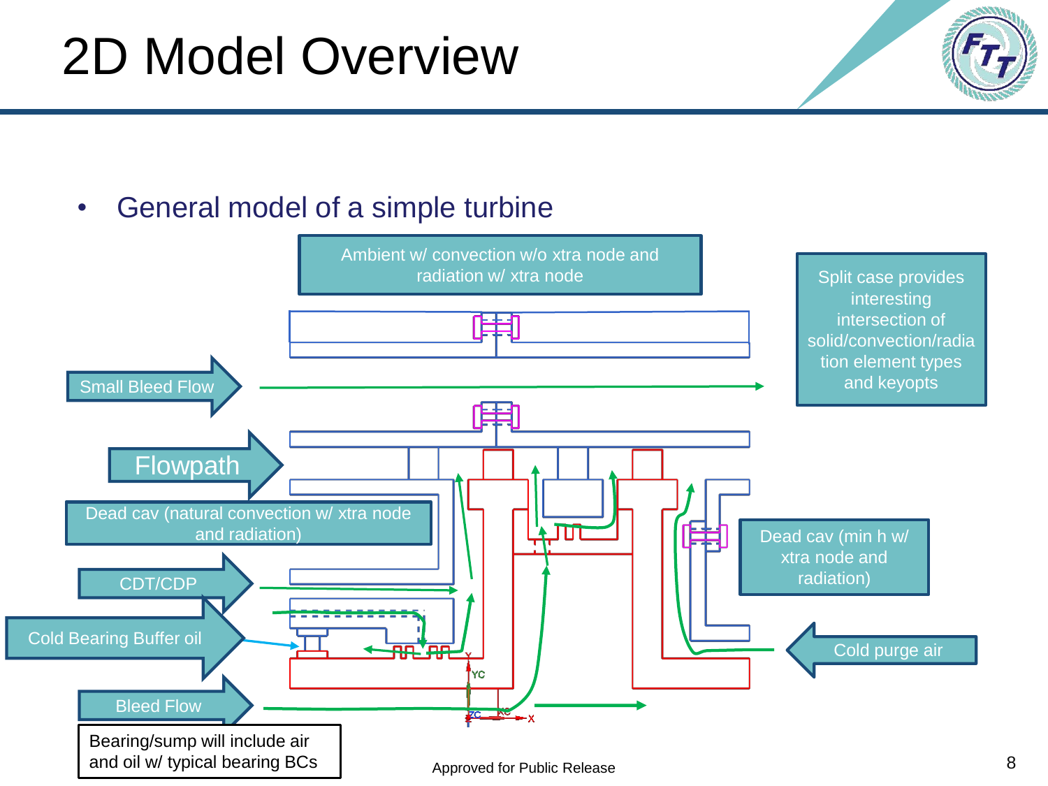# 2D Model Overview

- General model of a simple turbine

Ambient w/ convection w/o xtra node and radiation w/ xtra node

Split case provides interesting intersection of solid/convection/radiation element types and keyopts

Small Bleed Flow

Flowpath

Dead cav (natural convection w/ xtra node and radiation)

Dead cav (min h w/ xtra node and radiation)

CDT/CDP

Cold Bearing Buffer oil

Cold purge air

Bleed Flow

Bearing/sump will include air and oil w/ typical bearing BCs

Approved for Public Release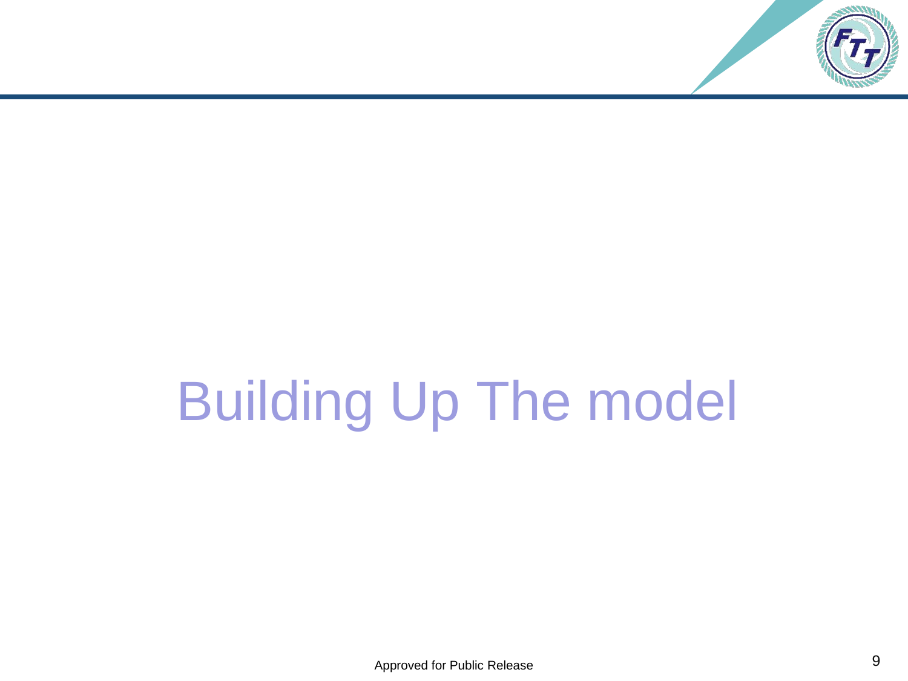# Building Up The model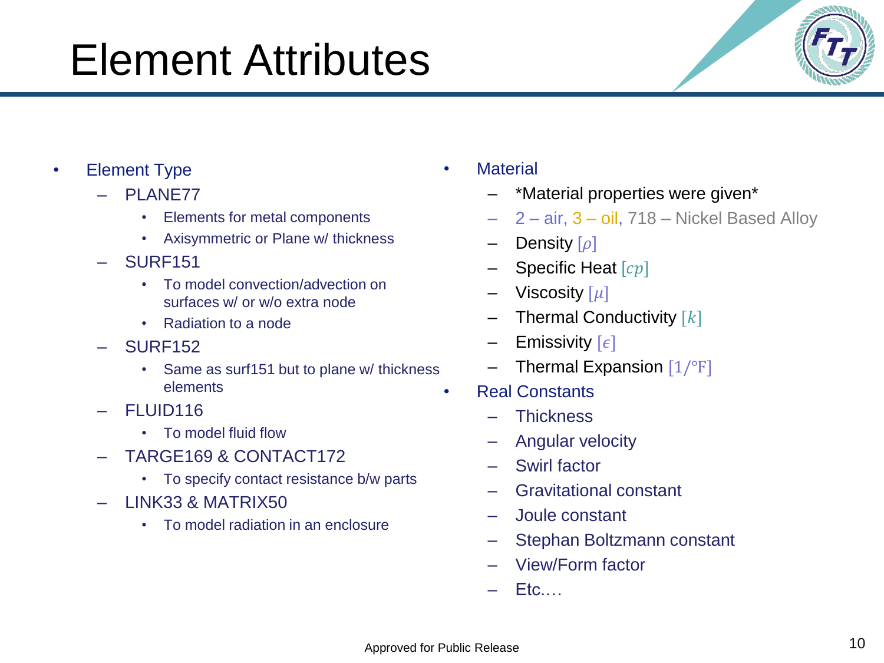# Element Attributes

- Element Type
  - PLANE77
    - Elements for metal components
    - Axisymmetric or Plane w/ thickness
  - SURF151
    - To model convection/advection on surfaces w/ or w/o extra node
    - Radiation to a node
  - SURF152
    - Same as surf151 but to plane w/ thickness elements
  - FLUID116
    - To model fluid flow
  - TARGE169 & CONTACT172
    - To specify contact resistance b/w parts
  - LINK33 & MATRIX50
    - To model radiation in an enclosure

- Material
  - *Material properties were given*
  - 2 – air, 3 – oil, 718 – Nickel Based Alloy
  - Density $[\rho]$
  - Specific Heat $[cp]$
  - Viscosity $[\mu]$
  - Thermal Conductivity $[k]$
  - Emissivity $[\epsilon]$
  - Thermal Expansion $[1/°\mathrm{F}]$
- Real Constants
  - Thickness
  - Angular velocity
  - Swirl factor
  - Gravitational constant
  - Joule constant
  - Stephan Boltzmann constant
  - View/Form factor
  - Etc.…

Approved for Public Release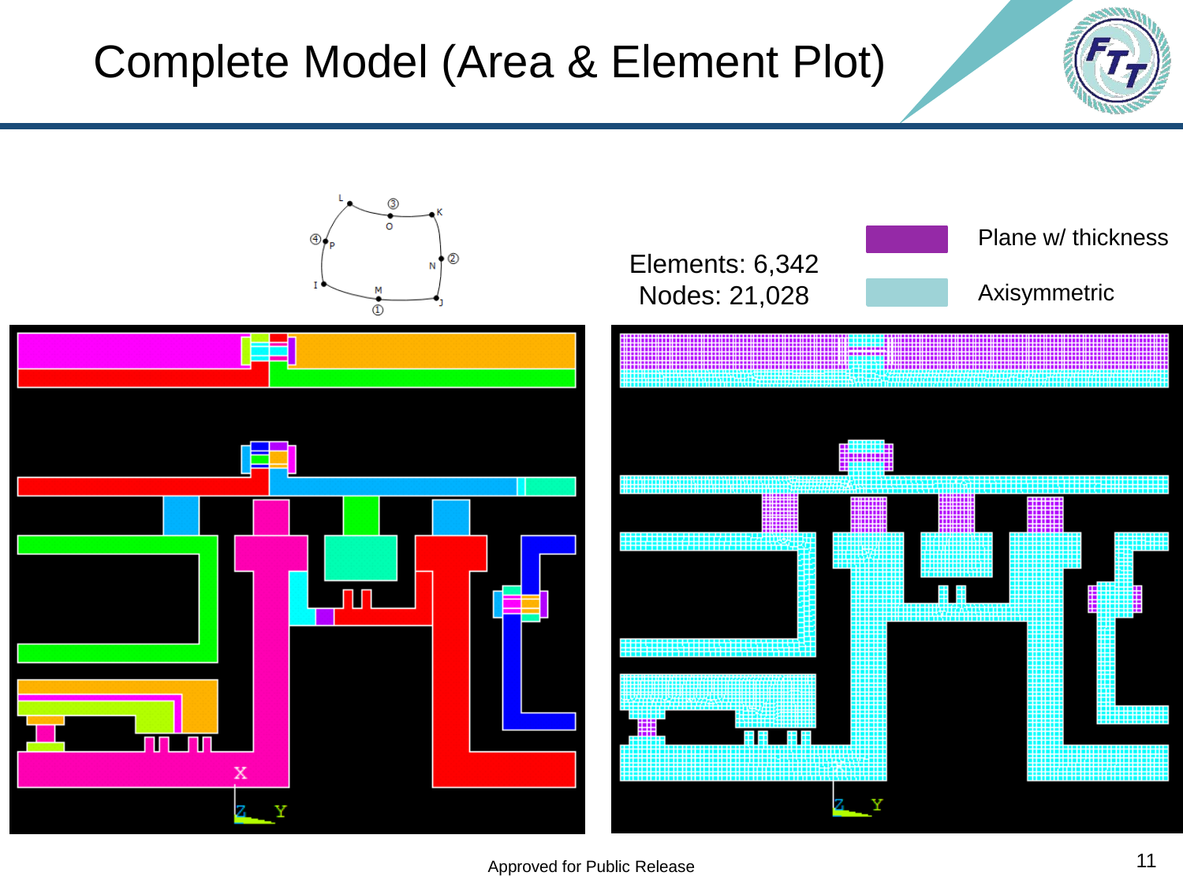# Complete Model (Area & Element Plot)

Elements: 6,342
Nodes: 21,028

Plane w/ thickness

Axisymmetric

Approved for Public Release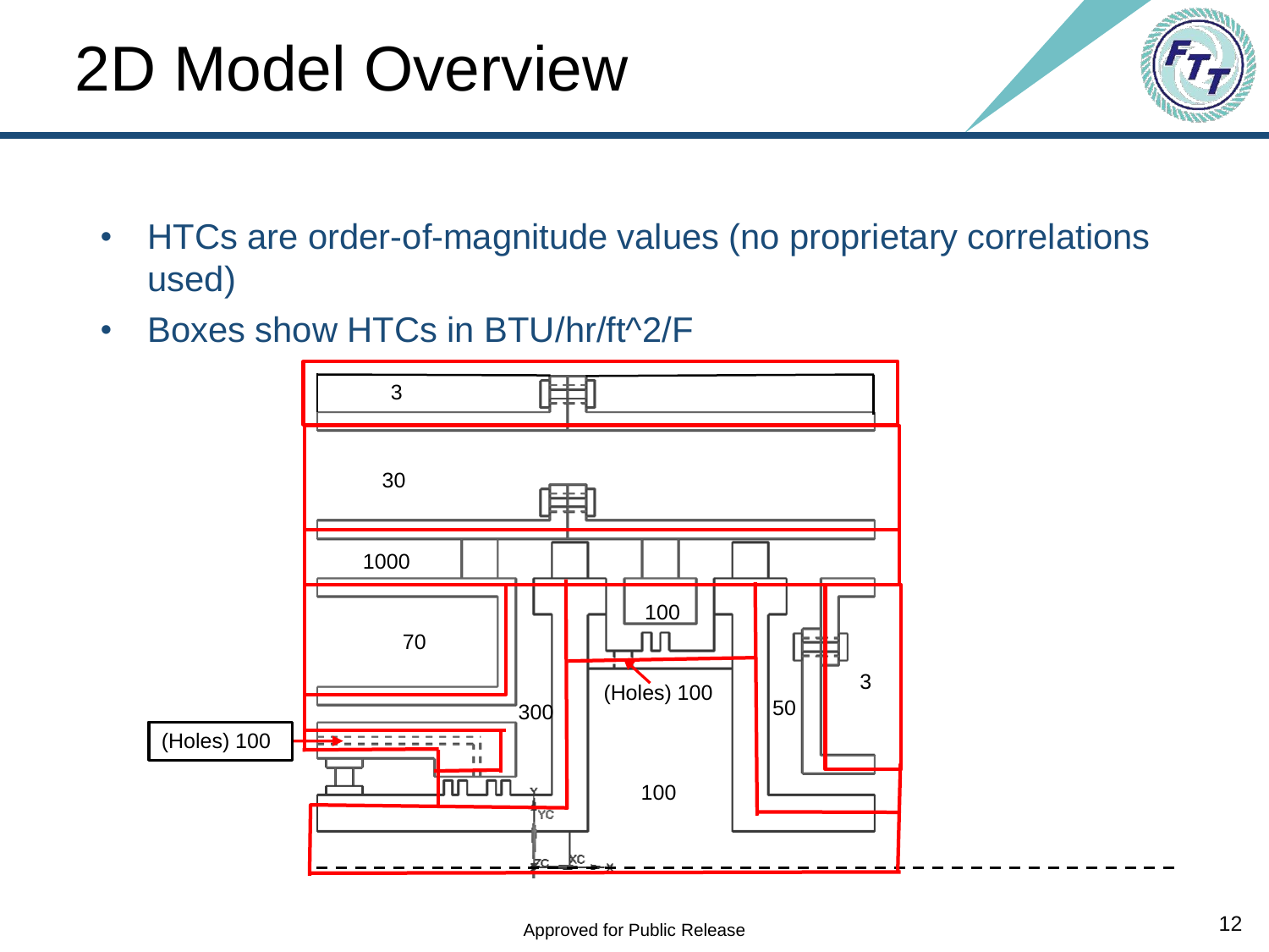# 2D Model Overview

- HTCs are order-of-magnitude values (no proprietary correlations used)
- Boxes show HTCs in BTU/hr/ft^2/F

3

30

1000

100

70

(Holes) 100

300

50

3

(Holes) 100

100

Approved for Public Release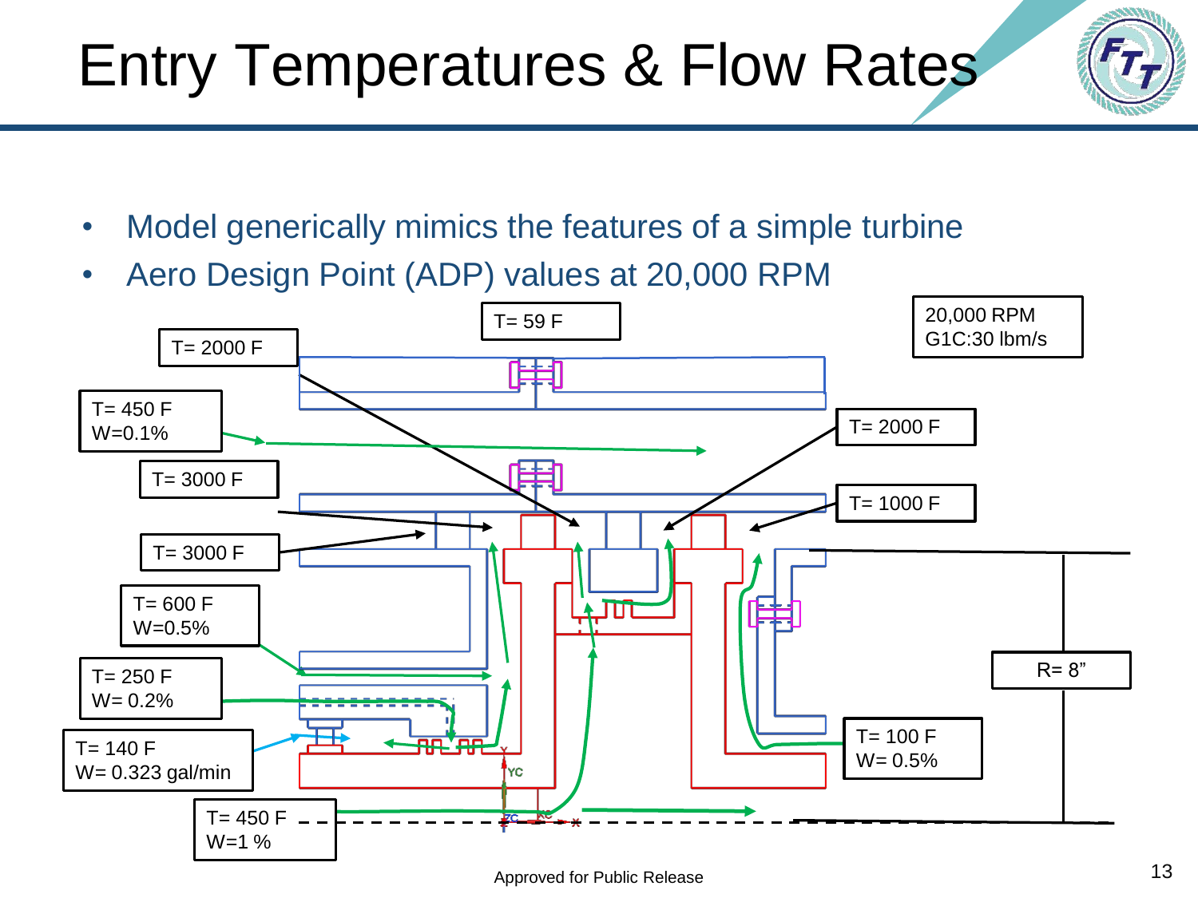# Entry Temperatures & Flow Rates

- Model generically mimics the features of a simple turbine
- Aero Design Point (ADP) values at 20,000 RPM

T= 59 F

20,000 RPM
G1C:30 lbm/s

T= 2000 F

T= 450 F
W=0.1%

T= 2000 F

T= 3000 F

T= 1000 F

T= 3000 F

T= 600 F
W=0.5%

R= 8”

T= 250 F
W= 0.2%

T= 140 F
W= 0.323 gal/min

T= 100 F
W= 0.5%

T= 450 F
W=1 %

Approved for Public Release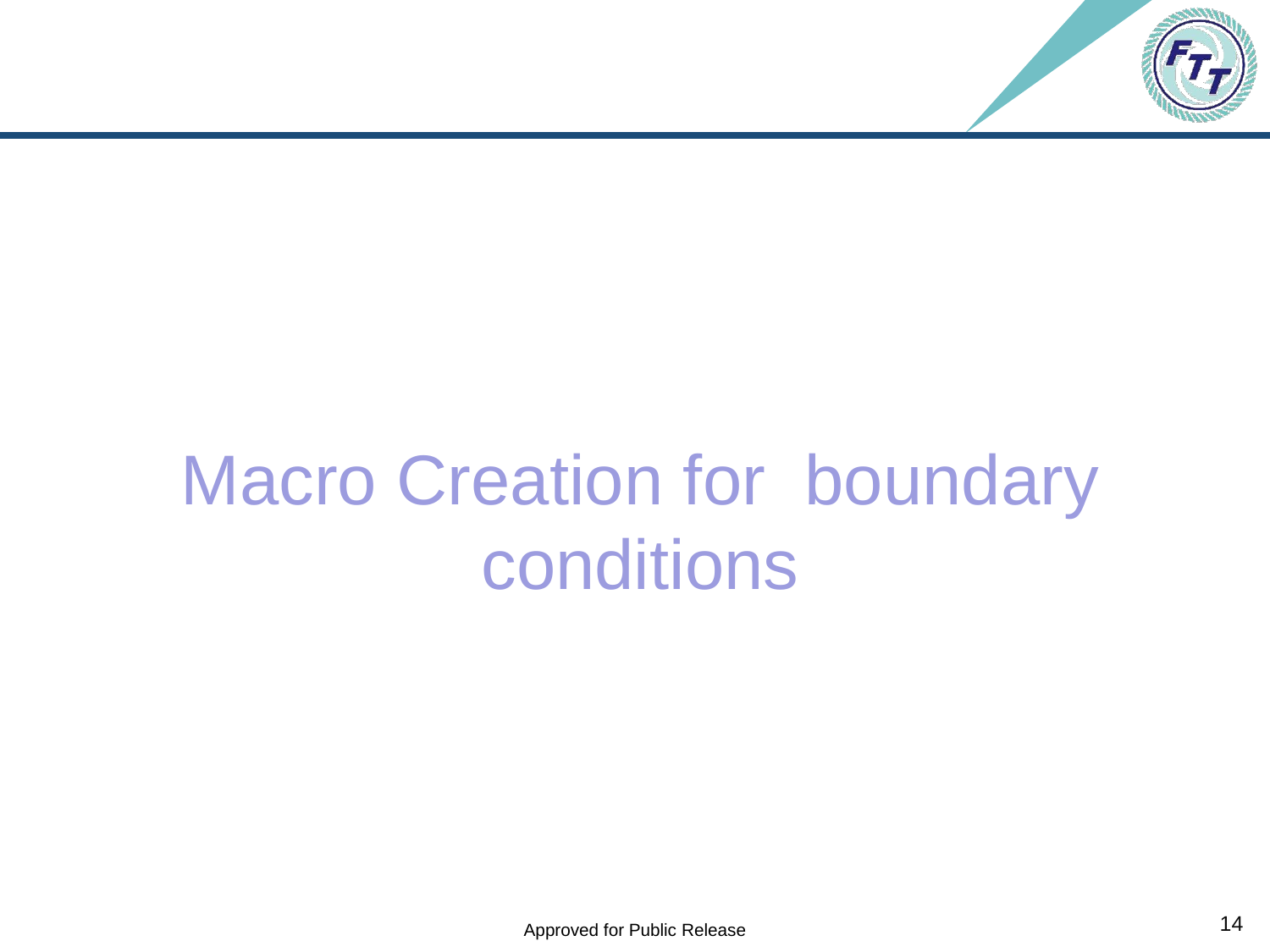# Macro Creation for boundary conditions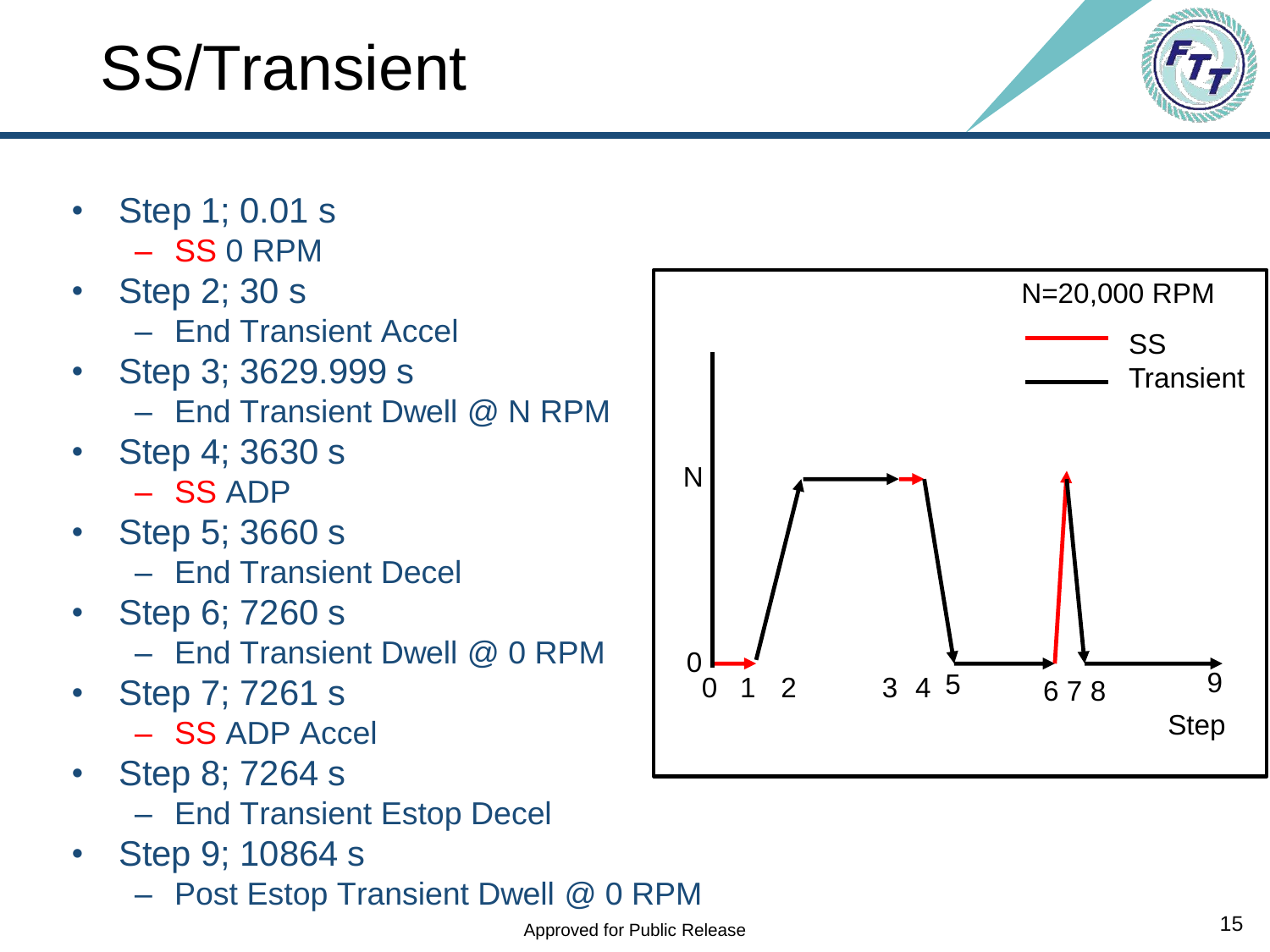# SS/Transient

- Step 1; 0.01 s
  - SS 0 RPM
- Step 2; 30 s
  - End Transient Accel
- Step 3; 3629.999 s
  - End Transient Dwell @ N RPM
- Step 4; 3630 s
  - SS ADP
- Step 5; 3660 s
  - End Transient Decel
- Step 6; 7260 s
  - End Transient Dwell @ 0 RPM
- Step 7; 7261 s
  - SS ADP Accel
- Step 8; 7264 s
  - End Transient Estop Decel
- Step 9; 10864 s
  - Post Estop Transient Dwell @ 0 RPM

N=20,000 RPM

SS

Transient

Step

Approved for Public Release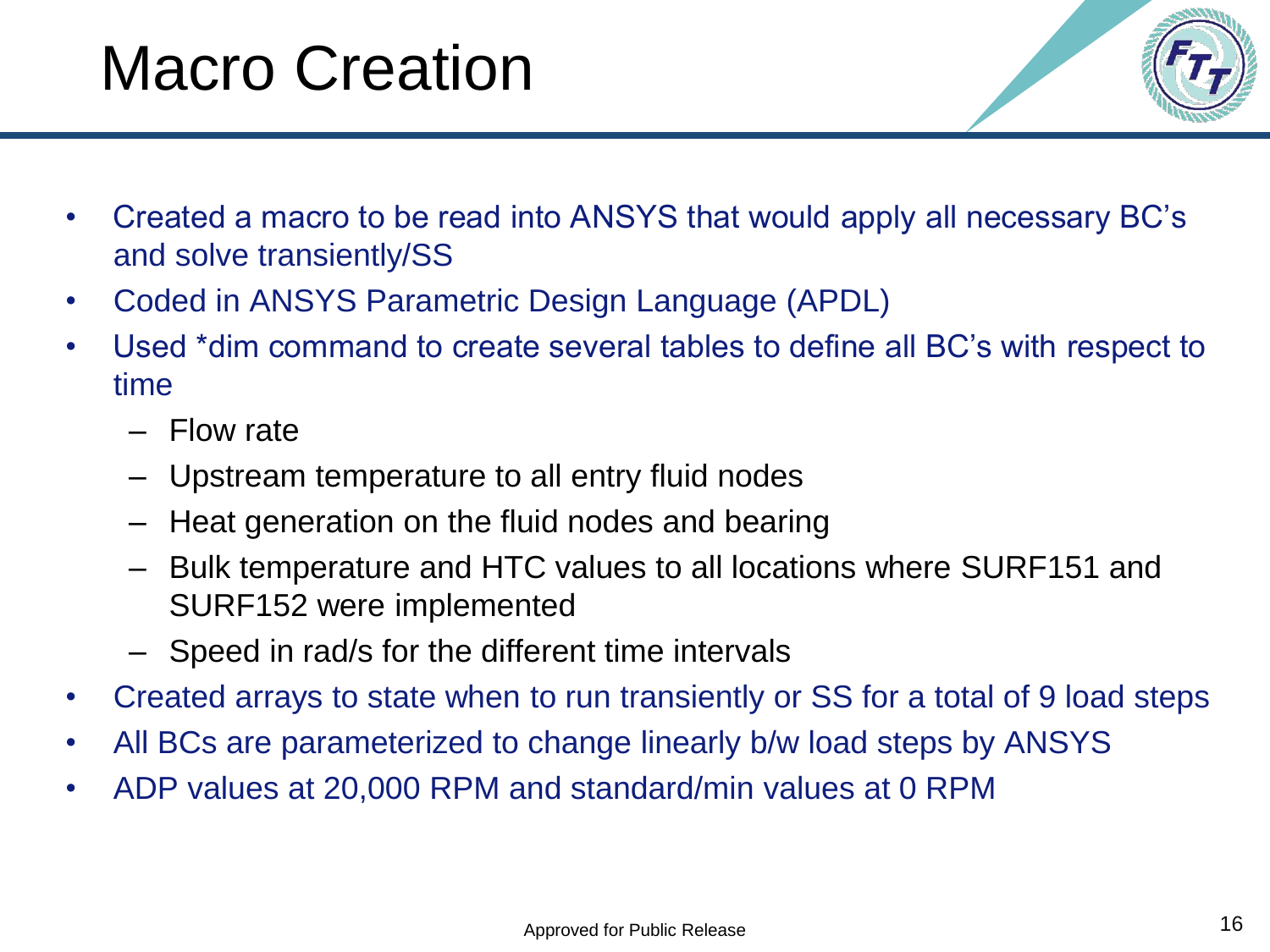# Macro Creation

- Created a macro to be read into ANSYS that would apply all necessary BC's and solve transiently/SS
- Coded in ANSYS Parametric Design Language (APDL)
- Used *dim command to create several tables to define all BC's with respect to time
  - Flow rate
  - Upstream temperature to all entry fluid nodes
  - Heat generation on the fluid nodes and bearing
  - Bulk temperature and HTC values to all locations where SURF151 and SURF152 were implemented
  - Speed in rad/s for the different time intervals
- Created arrays to state when to run transiently or SS for a total of 9 load steps
- All BCs are parameterized to change linearly b/w load steps by ANSYS
- ADP values at 20,000 RPM and standard/min values at 0 RPM

Approved for Public Release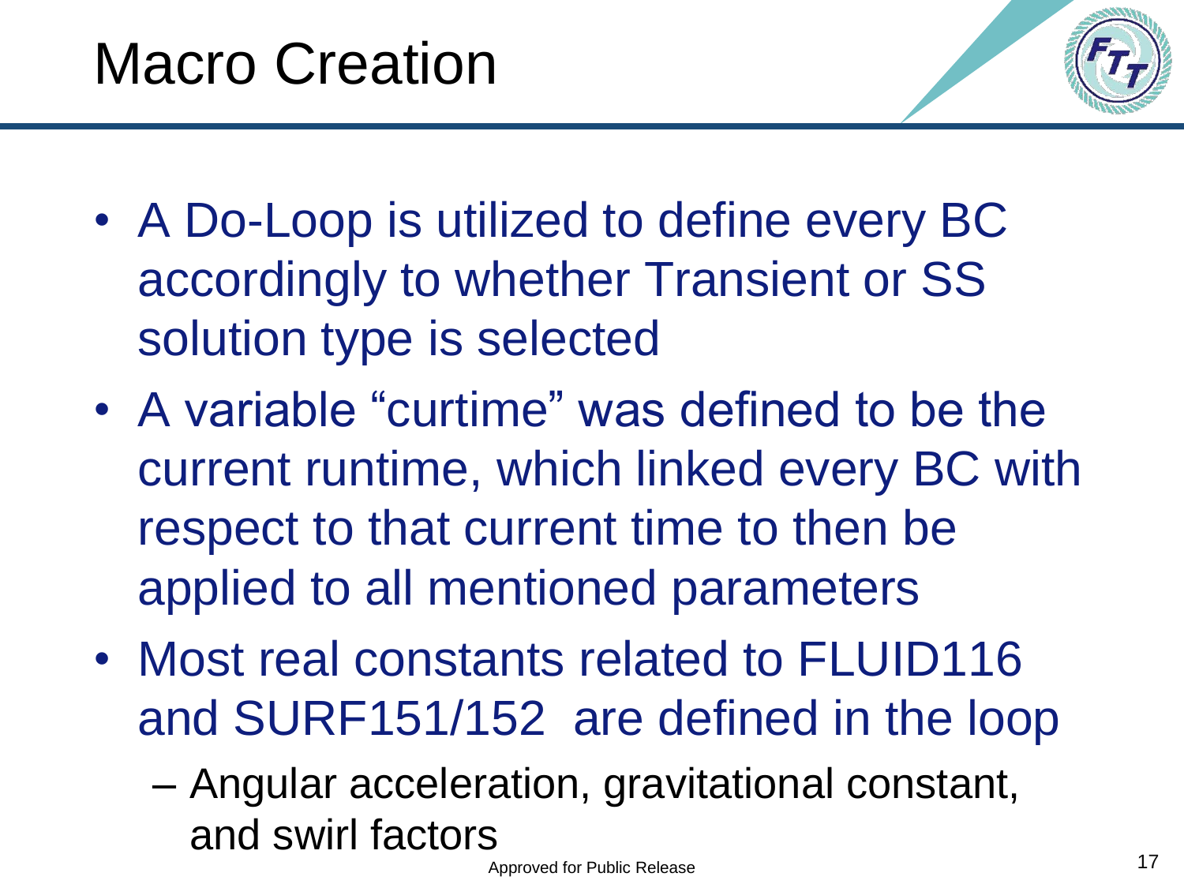# Macro Creation

- A Do-Loop is utilized to define every BC accordingly to whether Transient or SS solution type is selected
- A variable “curtime” was defined to be the current runtime, which linked every BC with respect to that current time to then be applied to all mentioned parameters
- Most real constants related to FLUID116 and SURF151/152 are defined in the loop
  - Angular acceleration, gravitational constant, and swirl factors

Approved for Public Release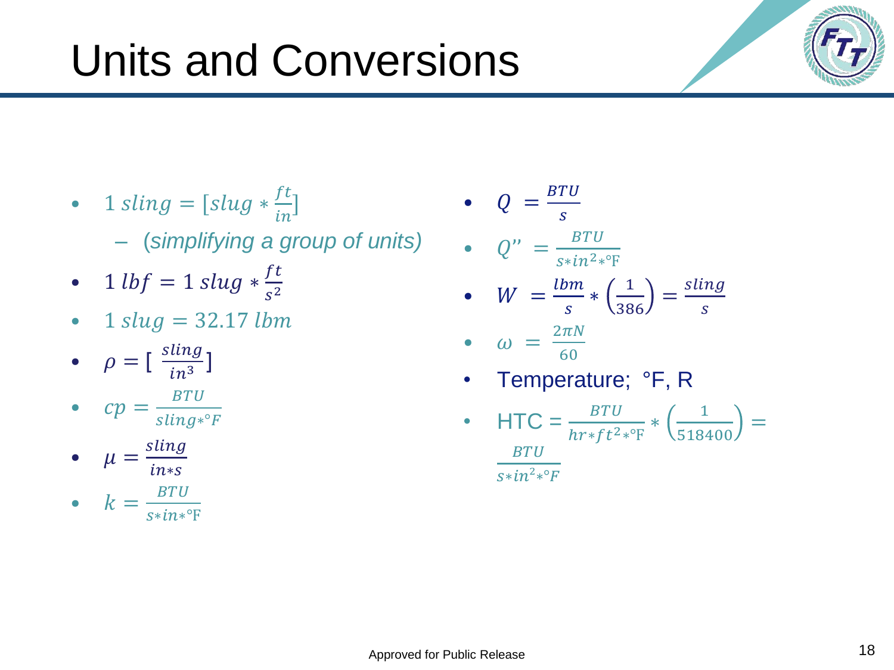# Units and Conversions

- $1\ sling = [slug * \frac{ft}{in}]$
  - (simplifying a group of units)
- $1\ lbf = 1\ slug * \frac{ft}{s^2}$
- $1\ slug = 32.17\ lbm$
- $\rho = [\ \frac{sling}{in^3}]$
- $cp = \frac{BTU}{sling*°F}$
- $\mu = \frac{sling}{in*s}$
- $k = \frac{BTU}{s*in*°F}$
- $Q\ = \frac{BTU}{s}$
- $Q''\ = \frac{BTU}{s*in^2*°F}$
- $W\ = \frac{lbm}{s} * \left(\frac{1}{386}\right) = \frac{sling}{s}$
- $\omega\ = \frac{2\pi N}{60}$
- Temperature; °F, R
- HTC = $\frac{BTU}{hr*ft^2*°F} * \left(\frac{1}{518400}\right) = \frac{BTU}{s*in^2*°F}$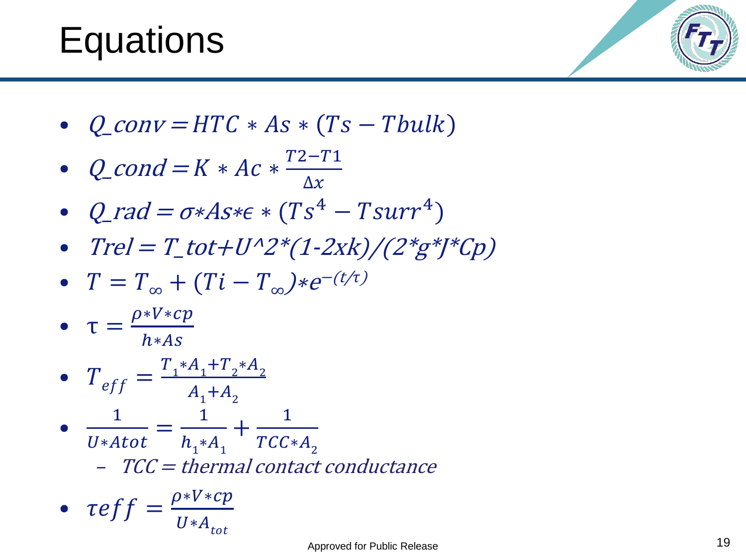# Equations

- $Q\_conv = HTC * As * (Ts - Tbulk)$
- $Q\_cond = K * Ac * \frac{T2 - T1}{\Delta x}$
- $Q\_rad = \sigma * As * \epsilon * (Ts^4 - Tsurr^4)$
- $Trel = T\_tot + U\hat{}2*(1\text{-}2xk)/(2*g*J*Cp)$
- $T = T_\infty + (Ti - T_\infty) * e^{-(t/\tau)}$
- $\tau = \frac{\rho * V * cp}{h * As}$
- $T_{eff} = \frac{T_1 * A_1 + T_2 * A_2}{A_1 + A_2}$
- $\frac{1}{U * Atot} = \frac{1}{h_1 * A_1} + \frac{1}{TCC * A_2}$
  - $TCC = thermal\ contact\ conductance$
- $\tau eff = \frac{\rho * V * cp}{U * A_{tot}}$

Approved for Public Release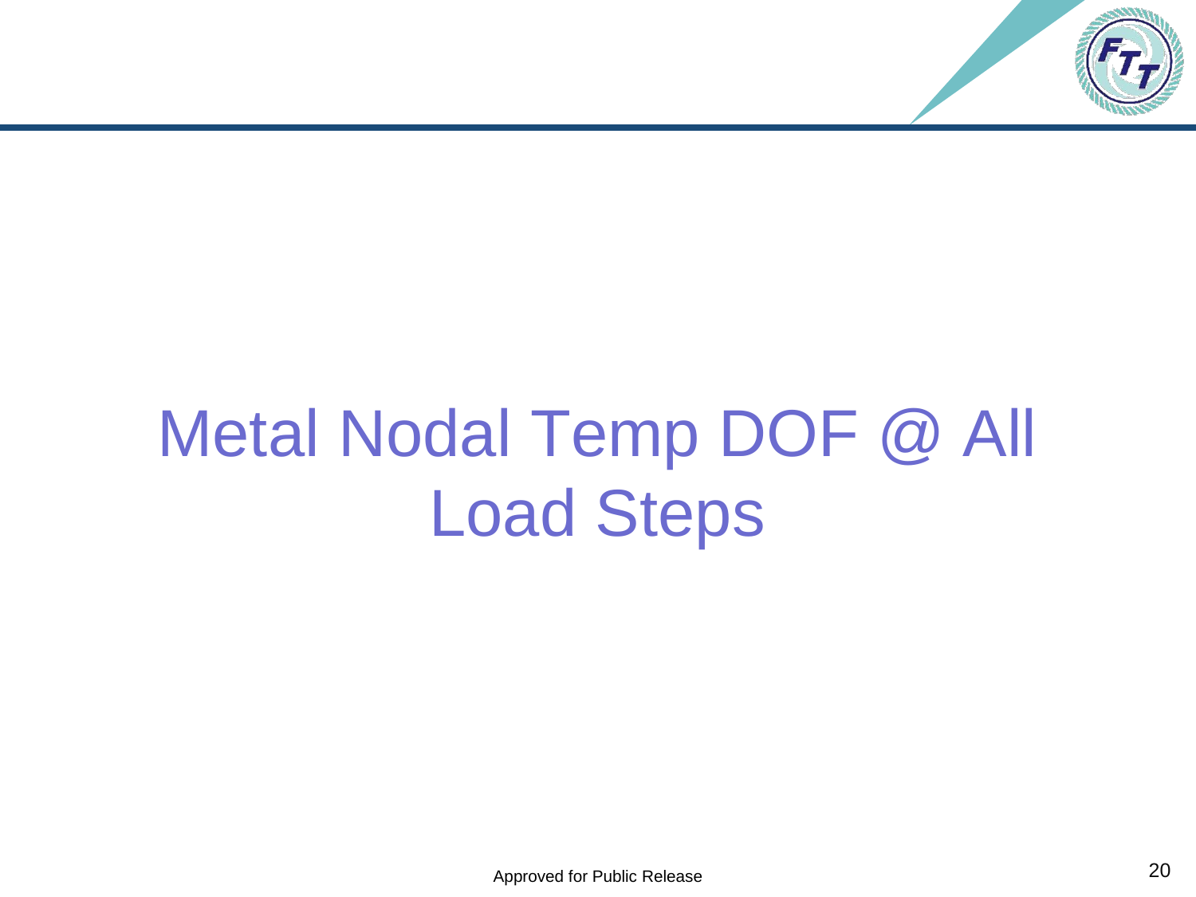# Metal Nodal Temp DOF @ All Load Steps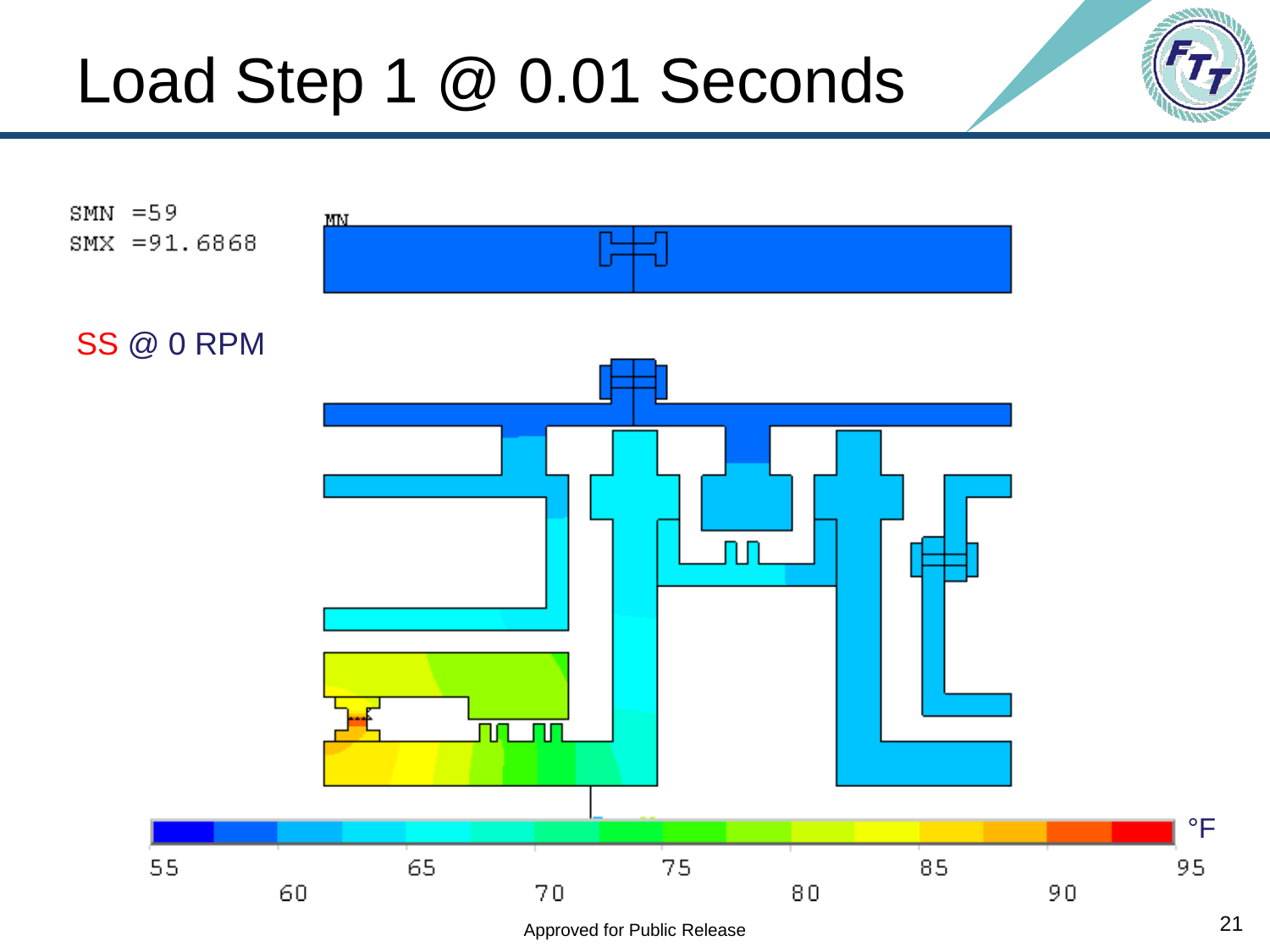# Load Step 1 @ 0.01 Seconds

SMN =59
SMX =91.6868

SS @ 0 RPM

°F

55 60 65 70 75 80 85 90 95

Approved for Public Release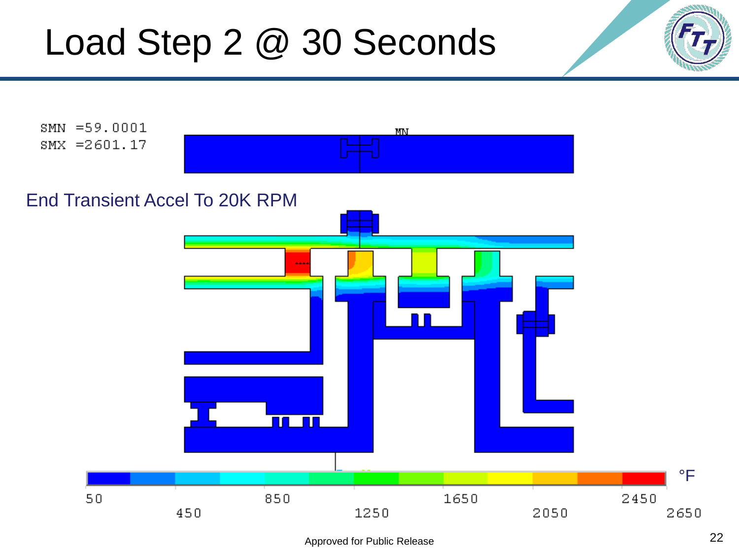# Load Step 2 @ 30 Seconds

SMN =59.0001
SMX =2601.17

End Transient Accel To 20K RPM

50 | 450 | 850 | 1250 | 1650 | 2050 | 2450 | 2650 °F

Approved for Public Release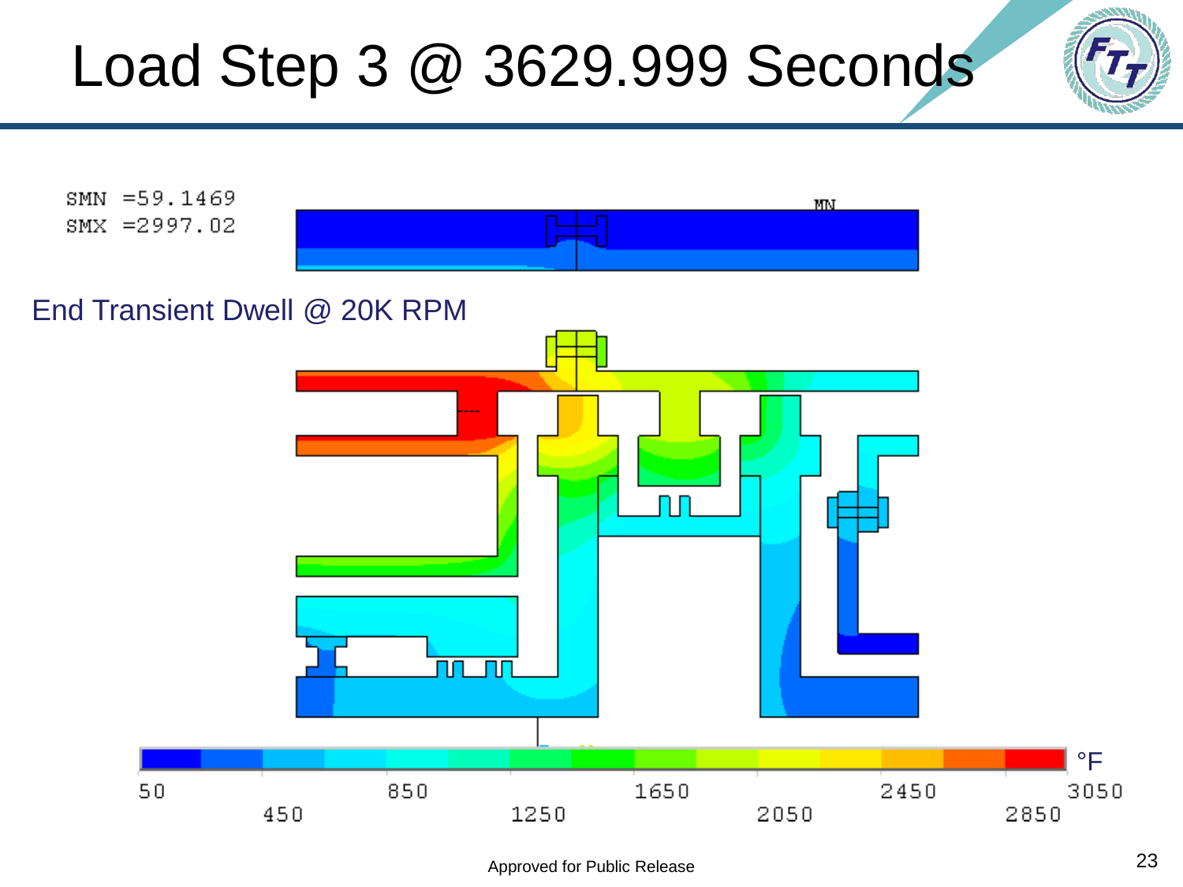# Load Step 3 @ 3629.999 Seconds

SMN =59.1469
SMX =2997.02

End Transient Dwell @ 20K RPM

°F

50 450 850 1250 1650 2050 2450 2850 3050

Approved for Public Release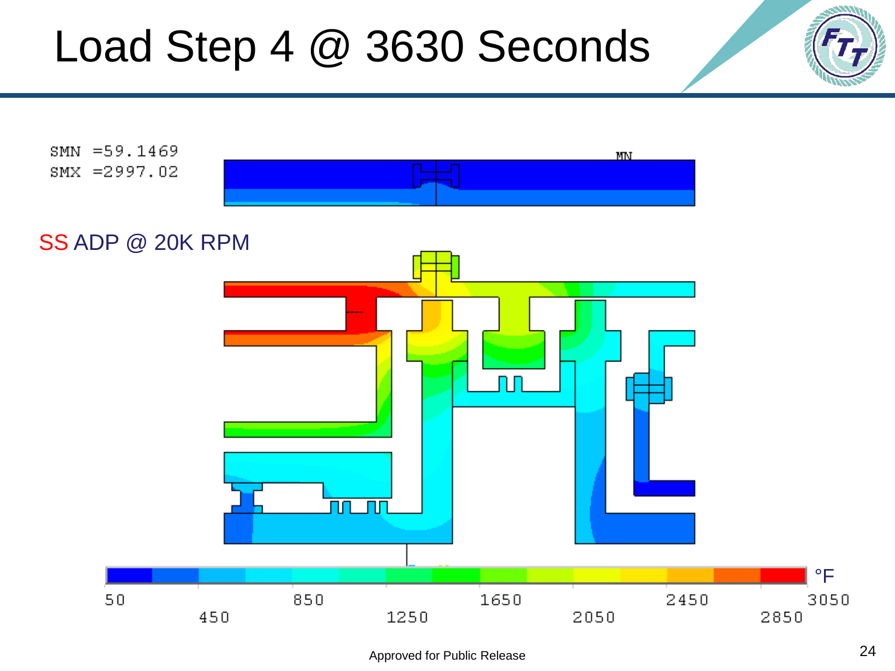# Load Step 4 @ 3630 Seconds

SMN =59.1469
SMX =2997.02

SS ADP @ 20K RPM

°F

50 450 850 1250 1650 2050 2450 2850 3050

Approved for Public Release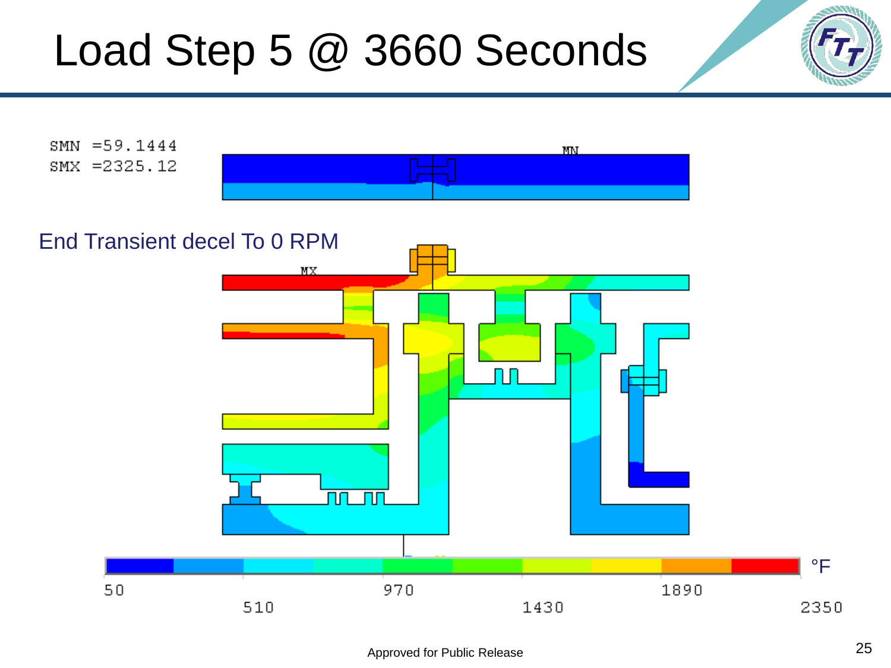# Load Step 5 @ 3660 Seconds

SMN =59.1444
SMX =2325.12

End Transient decel To 0 RPM

MN

MX

°F

50 510 970 1430 1890 2350

Approved for Public Release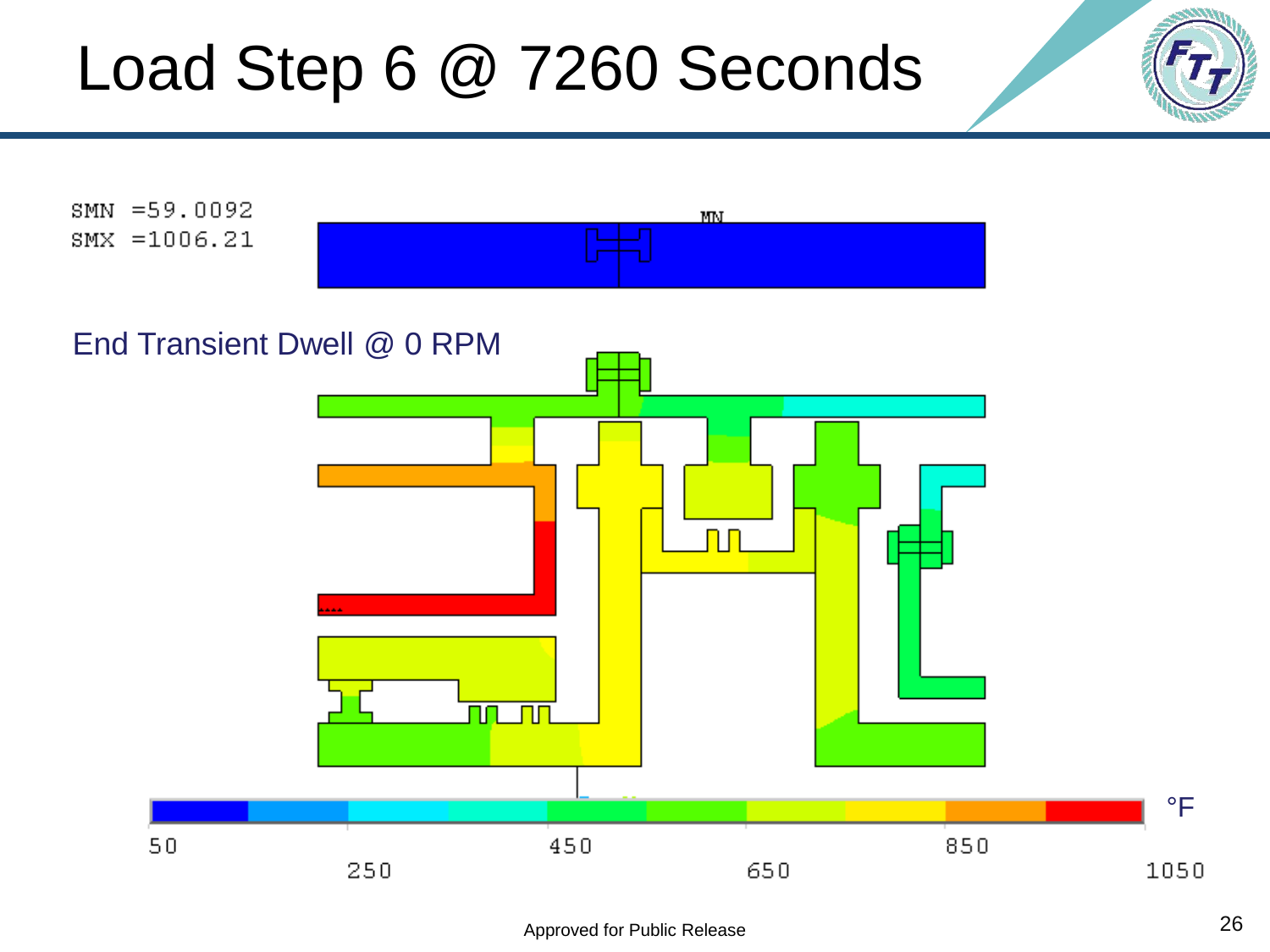# Load Step 6 @ 7260 Seconds

SMN =59.0092
SMX =1006.21

End Transient Dwell @ 0 RPM

°F

50 250 450 650 850 1050

Approved for Public Release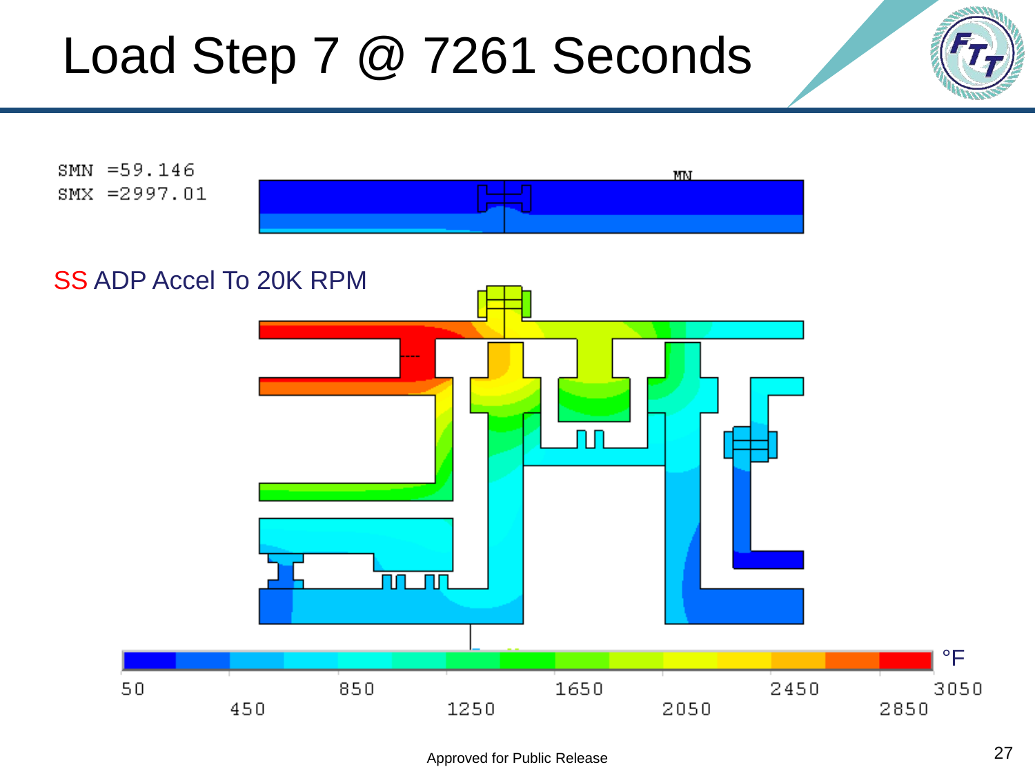# Load Step 7 @ 7261 Seconds

SMN =59.146
SMX =2997.01

SS ADP Accel To 20K RPM

°F

50 450 850 1250 1650 2050 2450 2850 3050

Approved for Public Release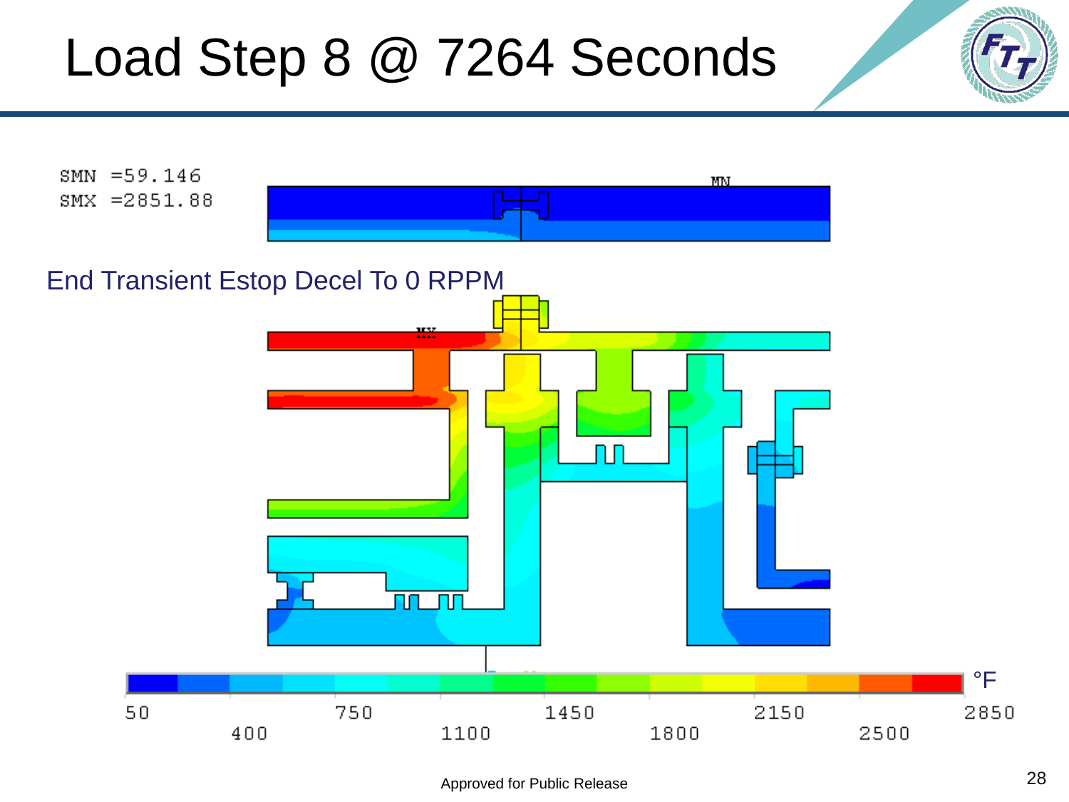# Load Step 8 @ 7264 Seconds

SMN =59.146
SMX =2851.88

End Transient Estop Decel To 0 RPPM

°F

50 400 750 1100 1450 1800 2150 2500 2850

Approved for Public Release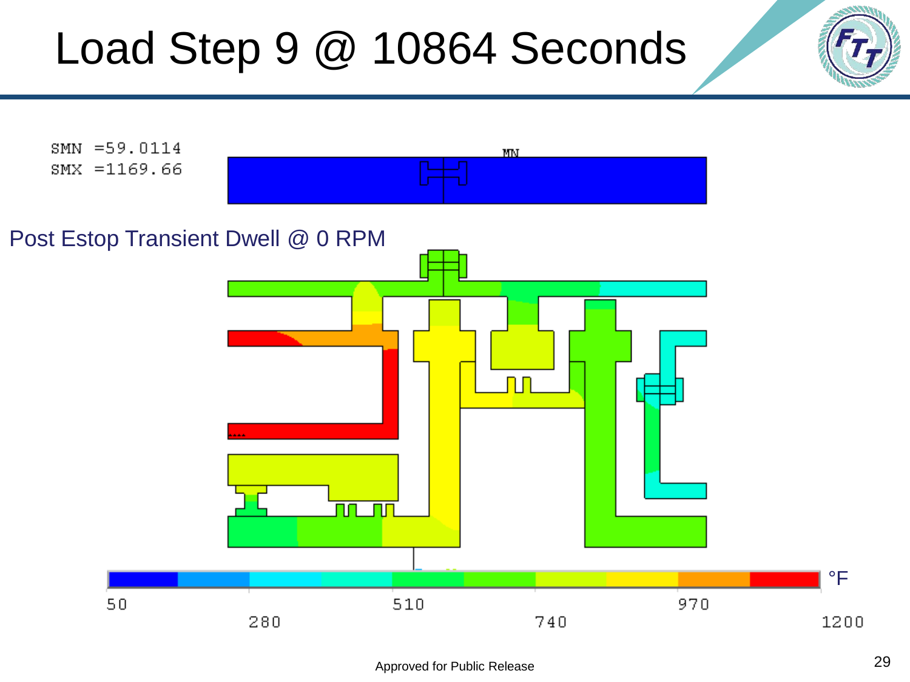# Load Step 9 @ 10864 Seconds

SMN =59.0114
SMX =1169.66

MN

Post Estop Transient Dwell @ 0 RPM

°F

50 280 510 740 970 1200

Approved for Public Release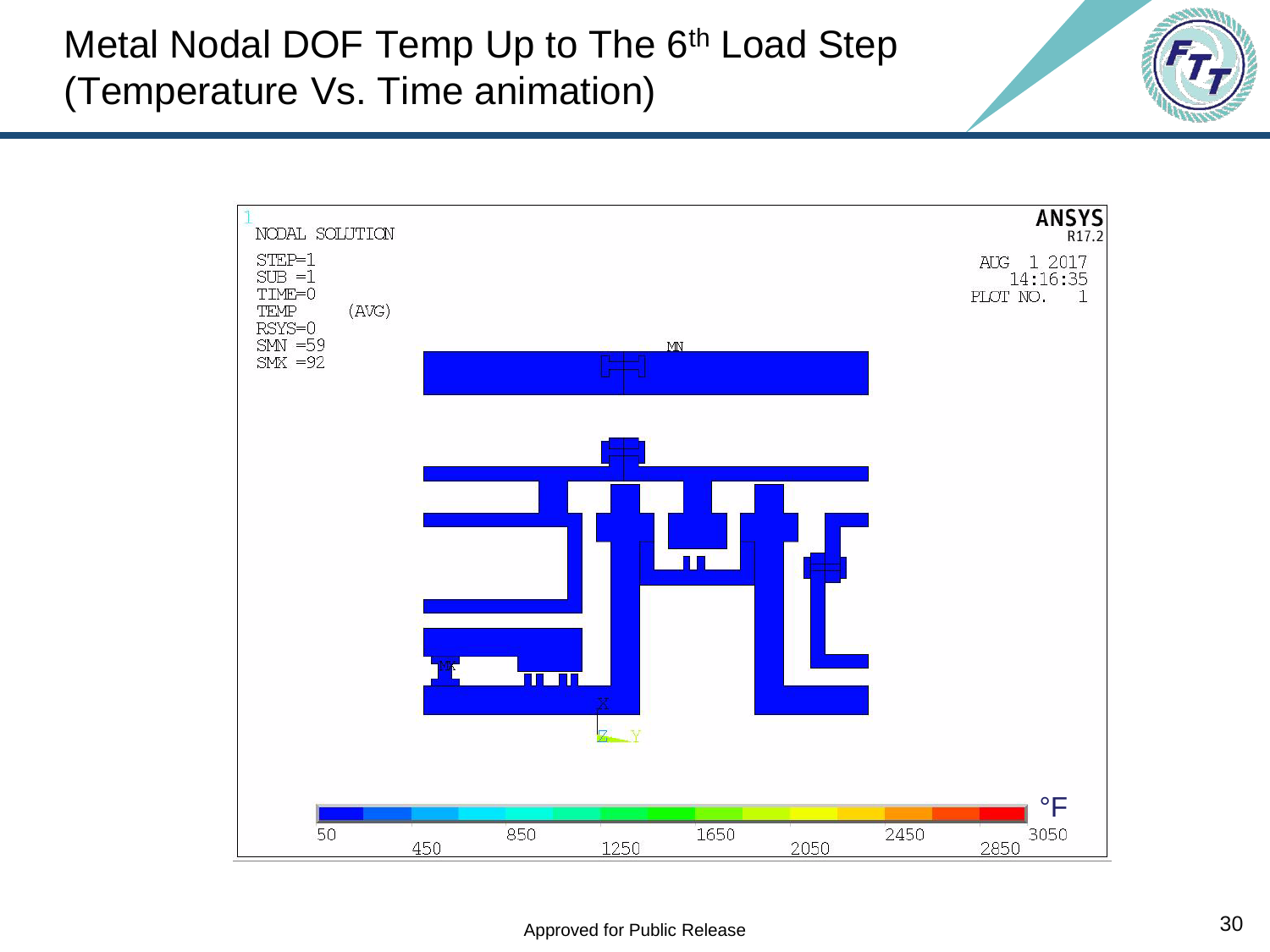# Metal Nodal DOF Temp Up to The 6th Load Step (Temperature Vs. Time animation)

ANSYS R17.2

NODAL SOLUTION

STEP=1
SUB =1
TIME=0
TEMP (AVG)
RSYS=0
SMN =59
SMX =92

AUG 1 2017
14:16:35
PLOT NO. 1

MN

MX

°F

50 | 450 | 850 | 1250 | 1650 | 2050 | 2450 | 2850 | 3050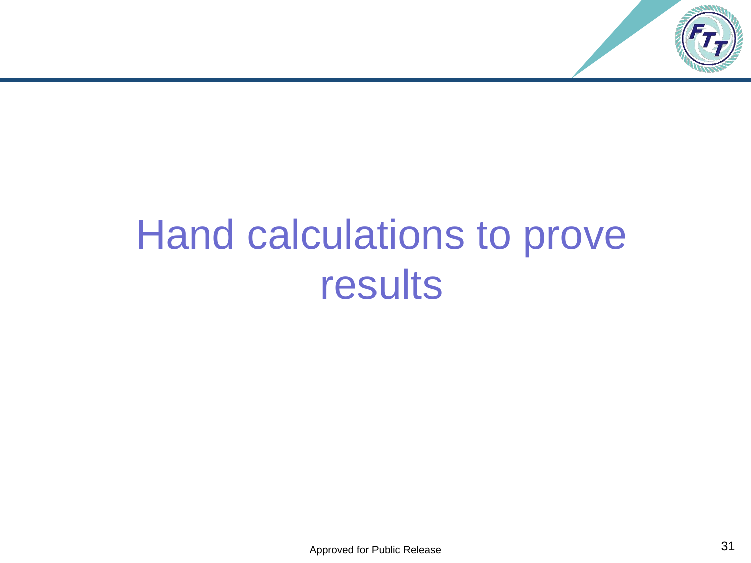# Hand calculations to prove results

Approved for Public Release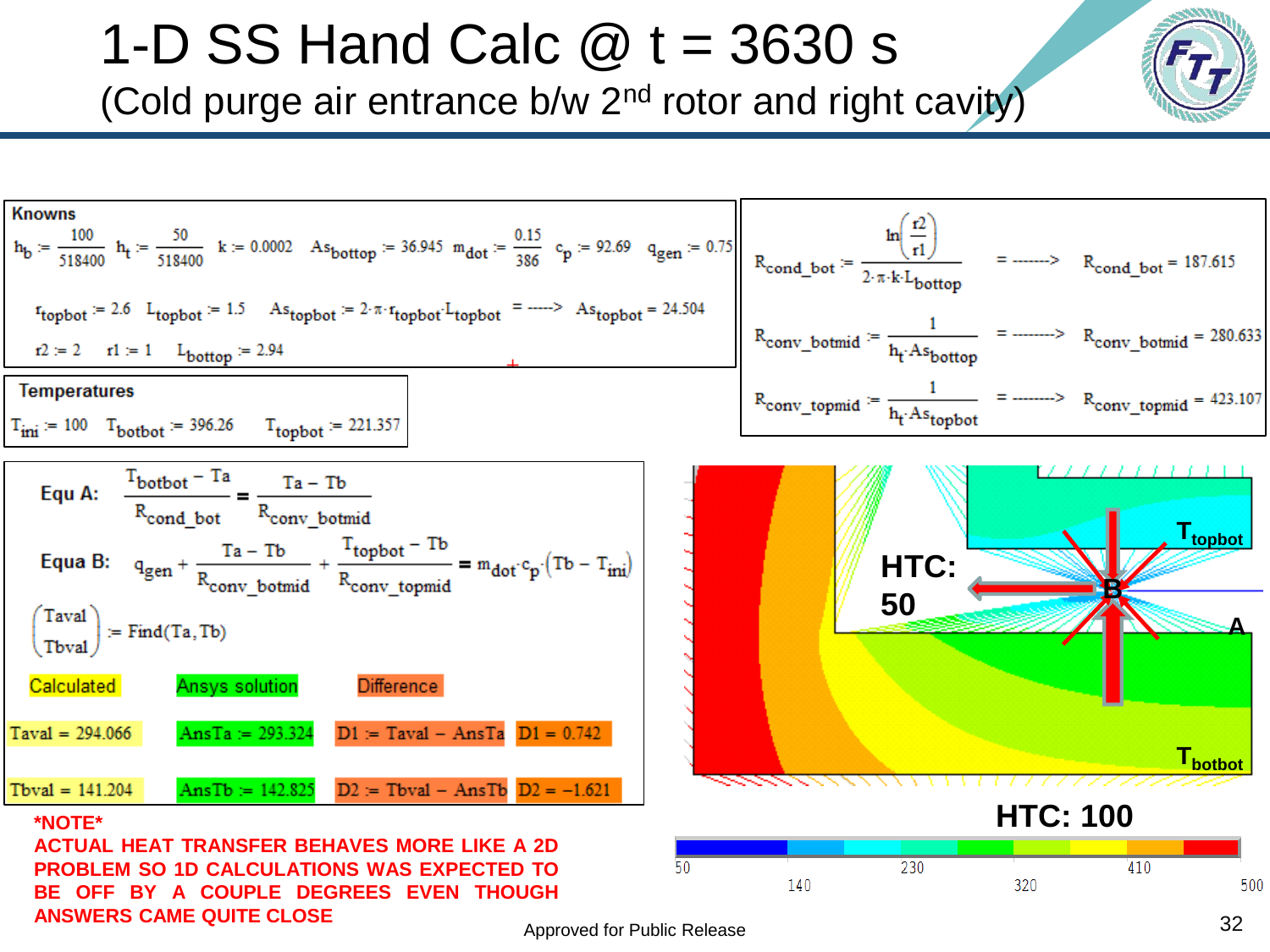# 1-D SS Hand Calc @ t = 3630 s

## (Cold purge air entrance b/w 2nd rotor and right cavity)

**Knowns**

$h_b := \frac{100}{518400}$ $h_t := \frac{50}{518400}$ $k := 0.0002$ $As_{bottop} := 36.945$ $m_{dot} := \frac{0.15}{386}$ $c_p := 92.69$ $q_{gen} := 0.75$

$r_{topbot} := 2.6$ $L_{topbot} := 1.5$ $As_{topbot} := 2 \cdot \pi \cdot r_{topbot} \cdot L_{topbot}$ = -----> $As_{topbot} = 24.504$

$r2 := 2$ $r1 := 1$ $L_{bottop} := 2.94$

$$R_{cond\_bot} := \frac{\ln\left(\frac{r2}{r1}\right)}{2 \cdot \pi \cdot k \cdot L_{bottop}} = \text{------->} \quad R_{cond\_bot} = 187.615$$

$$R_{conv\_botmid} := \frac{1}{h_t \cdot As_{bottop}} = \text{------->} \quad R_{conv\_botmid} = 280.633$$

$$R_{conv\_topmid} := \frac{1}{h_t \cdot As_{topbot}} = \text{------->} \quad R_{conv\_topmid} = 423.107$$

**Temperatures**

$T_{ini} := 100$ $T_{botbot} := 396.26$ $T_{topbot} := 221.357$

Equ A:
$$\frac{T_{botbot} - Ta}{R_{cond\_bot}} = \frac{Ta - Tb}{R_{conv\_botmid}}$$

Equa B:
$$q_{gen} + \frac{Ta - Tb}{R_{conv\_botmid}} + \frac{T_{topbot} - Tb}{R_{conv\_topmid}} = m_{dot} \cdot c_p \cdot (Tb - T_{ini})$$

$$\begin{pmatrix} Taval \\ Tbval \end{pmatrix} := \text{Find}(Ta, Tb)$$

| Calculated | Ansys solution | Difference | |
|---|---|---|---|
| Taval = 294.066 | AnsTa := 293.324 | D1 := Taval − AnsTa | D1 = 0.742 |
| Tbval = 141.204 | AnsTb := 142.825 | D2 := Tbval − AnsTb | D2 = −1.621 |

**\*NOTE\***
**ACTUAL HEAT TRANSFER BEHAVES MORE LIKE A 2D PROBLEM SO 1D CALCULATIONS WAS EXPECTED TO BE OFF BY A COUPLE DEGREES EVEN THOUGH ANSWERS CAME QUITE CLOSE**

HTC: 50
HTC: 100
$T_{topbot}$, $T_{botbot}$, A, B

Color scale: 50, 140, 230, 320, 410, 500

Approved for Public Release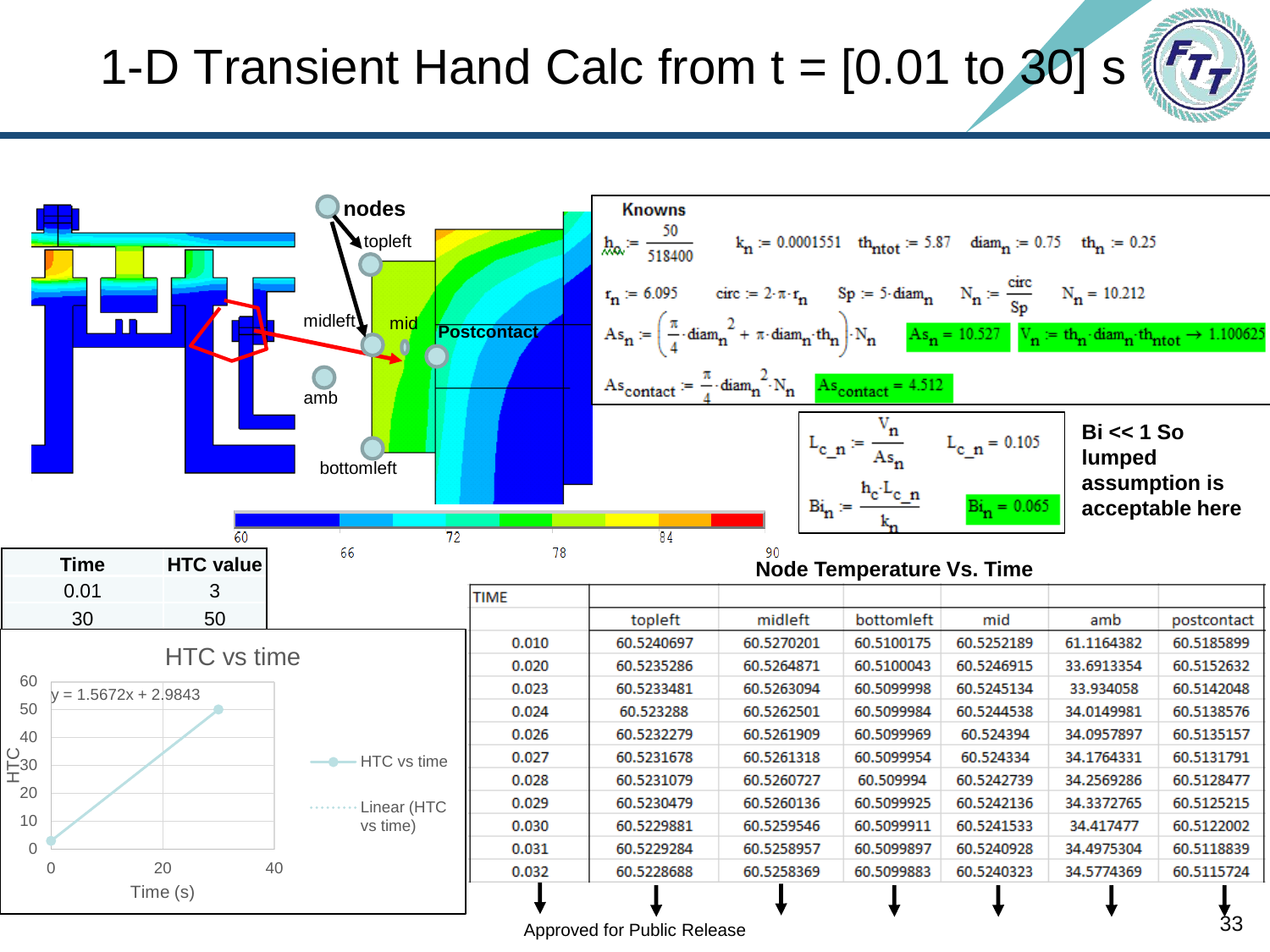# 1-D Transient Hand Calc from t = [0.01 to 30] s

**Knowns**

$h_c := \frac{50}{518400}$  $k_n := 0.0001551$  $th_{ntot} := 5.87$  $diam_n := 0.75$  $th_n := 0.25$

$r_n := 6.095$  $circ := 2 \cdot \pi \cdot r_n$  $Sp := 5 \cdot diam_n$  $N_n := \frac{circ}{Sp}$  $N_n = 10.212$

$As_n := \left(\frac{\pi}{4} \cdot diam_n^2 + \pi \cdot diam_n \cdot th_n\right) \cdot N_n$  $As_n = 10.527$  $V_n := th_n \cdot diam_n \cdot th_{ntot} \rightarrow 1.100625$

$As_{contact} := \frac{\pi}{4} \cdot diam_n^2 \cdot N_n$  $As_{contact} = 4.512$

$L_{c\_n} := \frac{V_n}{As_n}$  $L_{c\_n} = 0.105$

$Bi_n := \frac{h_c \cdot L_{c\_n}}{k_n}$  $Bi_n = 0.065$

**Bi << 1 So lumped assumption is acceptable here**

Nodes: topleft, midleft, mid, amb, bottomleft, Postcontact

Temperature scale: 60, 66, 72, 78, 84, 90

| Time | HTC value |
|---|---|
| 0.01 | 3 |
| 30 | 50 |

HTC vs time: y = 1.5672x + 2.9843 (HTC vs time; Linear (HTC vs time)). Axes: HTC, Time (s).

**Node Temperature Vs. Time**

| TIME | topleft | midleft | bottomleft | mid | amb | postcontact |
|---|---|---|---|---|---|---|
| 0.010 | 60.5240697 | 60.5270201 | 60.5100175 | 60.5252189 | 61.1164382 | 60.5185899 |
| 0.020 | 60.5235286 | 60.5264871 | 60.5100043 | 60.5246915 | 33.6913354 | 60.5152632 |
| 0.023 | 60.5233481 | 60.5263094 | 60.5099998 | 60.5245134 | 33.934058 | 60.5142048 |
| 0.024 | 60.523288 | 60.5262501 | 60.5099984 | 60.5244538 | 34.0149981 | 60.5138576 |
| 0.026 | 60.5232279 | 60.5261909 | 60.5099969 | 60.524394 | 34.0957897 | 60.5135157 |
| 0.027 | 60.5231678 | 60.5261318 | 60.5099954 | 60.524334 | 34.1764331 | 60.5131791 |
| 0.028 | 60.5231079 | 60.5260727 | 60.509994 | 60.5242739 | 34.2569286 | 60.5128477 |
| 0.029 | 60.5230479 | 60.5260136 | 60.5099925 | 60.5242136 | 34.3372765 | 60.5125215 |
| 0.030 | 60.5229881 | 60.5259546 | 60.5099911 | 60.5241533 | 34.417477 | 60.5122002 |
| 0.031 | 60.5229284 | 60.5258957 | 60.5099897 | 60.5240928 | 34.4975304 | 60.5118839 |
| 0.032 | 60.5228688 | 60.5258369 | 60.5099883 | 60.5240323 | 34.5774369 | 60.5115724 |

Approved for Public Release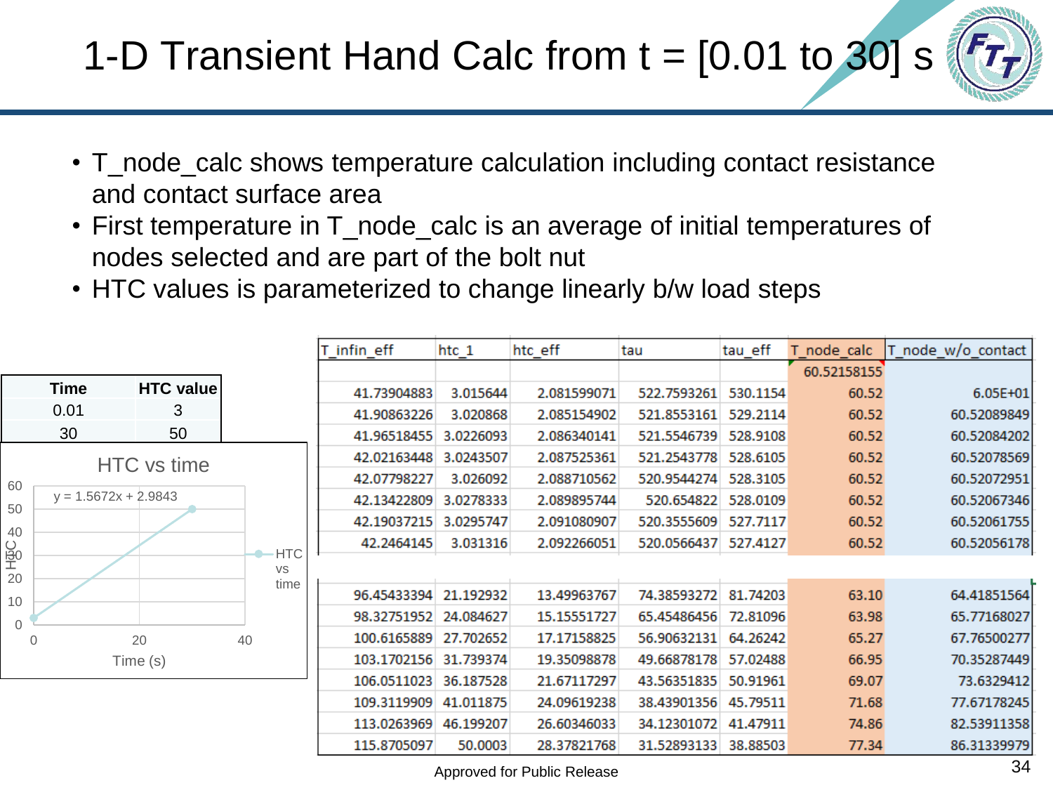# 1-D Transient Hand Calc from t = [0.01 to 30] s

- T_node_calc shows temperature calculation including contact resistance and contact surface area
- First temperature in T_node_calc is an average of initial temperatures of nodes selected and are part of the bolt nut
- HTC values is parameterized to change linearly b/w load steps

| Time | HTC value |
|---|---|
| 0.01 | 3 |
| 30 | 50 |

HTC vs time

y = 1.5672x + 2.9843

| T_infin_eff | htc_1 | htc_eff | tau | tau_eff | T_node_calc | T_node_w/o_contact |
|---|---|---|---|---|---|---|
| | | | | | 60.52158155 | |
| 41.73904883 | 3.015644 | 2.081599071 | 522.7593261 | 530.1154 | 60.52 | 6.05E+01 |
| 41.90863226 | 3.020868 | 2.085154902 | 521.8553161 | 529.2114 | 60.52 | 60.52089849 |
| 41.96518455 | 3.0226093 | 2.086340141 | 521.5546739 | 528.9108 | 60.52 | 60.52084202 |
| 42.02163448 | 3.0243507 | 2.087525361 | 521.2543778 | 528.6105 | 60.52 | 60.52078569 |
| 42.07798227 | 3.026092 | 2.088710562 | 520.9544274 | 528.3105 | 60.52 | 60.52072951 |
| 42.13422809 | 3.0278333 | 2.089895744 | 520.654822 | 528.0109 | 60.52 | 60.52067346 |
| 42.19037215 | 3.0295747 | 2.091080907 | 520.3555609 | 527.7117 | 60.52 | 60.52061755 |
| 42.2464145 | 3.031316 | 2.092266051 | 520.0566437 | 527.4127 | 60.52 | 60.52056178 |
| | | | | | | |
| 96.45433394 | 21.192932 | 13.49963767 | 74.38593272 | 81.74203 | 63.10 | 64.41851564 |
| 98.32751952 | 24.084627 | 15.15551727 | 65.45486456 | 72.81096 | 63.98 | 65.77168027 |
| 100.6165889 | 27.702652 | 17.17158825 | 56.90632131 | 64.26242 | 65.27 | 67.76500277 |
| 103.1702156 | 31.739374 | 19.35098878 | 49.66878178 | 57.02488 | 66.95 | 70.35287449 |
| 106.0511023 | 36.187528 | 21.67117297 | 43.56351835 | 50.91961 | 69.07 | 73.6329412 |
| 109.3119909 | 41.011875 | 24.09619238 | 38.43901356 | 45.79511 | 71.68 | 77.67178245 |
| 113.0263969 | 46.199207 | 26.60346033 | 34.12301072 | 41.47911 | 74.86 | 82.53911358 |
| 115.8705097 | 50.0003 | 28.37821768 | 31.52893133 | 38.88503 | 77.34 | 86.31339979 |

Approved for Public Release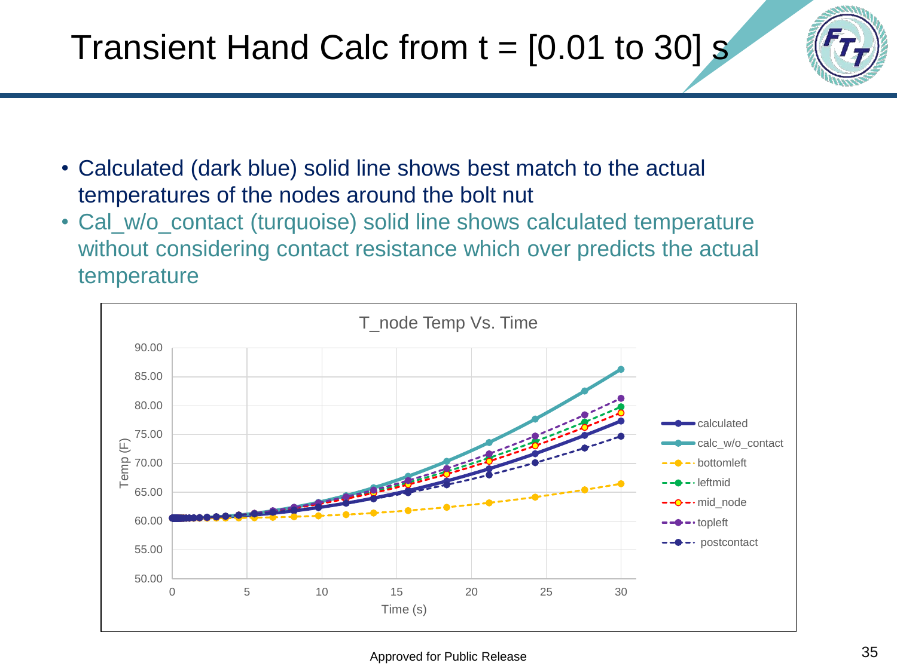# Transient Hand Calc from t = [0.01 to 30] s

- Calculated (dark blue) solid line shows best match to the actual temperatures of the nodes around the bolt nut
- Cal_w/o_contact (turquoise) solid line shows calculated temperature without considering contact resistance which over predicts the actual temperature

T_node Temp Vs. Time

Approved for Public Release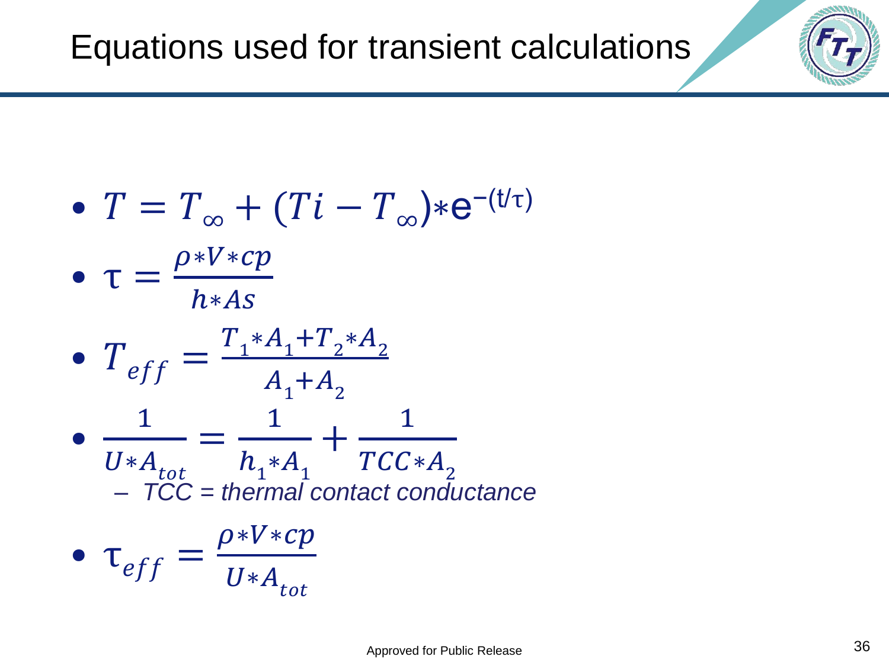# Equations used for transient calculations

- $T = T_{\infty} + (Ti - T_{\infty}) * e^{-(t/\tau)}$
- $\tau = \frac{\rho * V * cp}{h * As}$
- $T_{eff} = \frac{T_1 * A_1 + T_2 * A_2}{A_1 + A_2}$
- $\frac{1}{U * A_{tot}} = \frac{1}{h_1 * A_1} + \frac{1}{TCC * A_2}$
  - *TCC = thermal contact conductance*
- $\tau_{eff} = \frac{\rho * V * cp}{U * A_{tot}}$

Approved for Public Release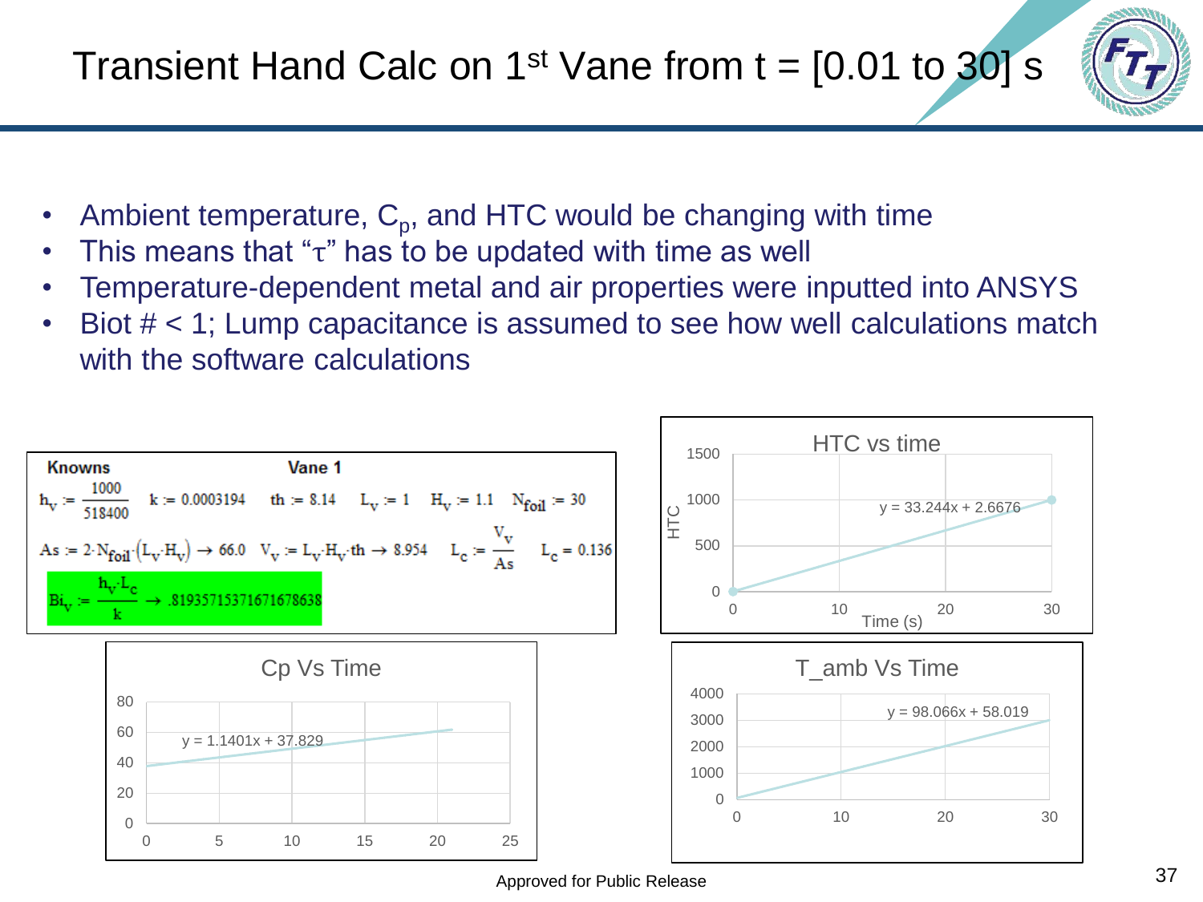# Transient Hand Calc on 1st Vane from t = [0.01 to 30] s

- Ambient temperature, $C_p$, and HTC would be changing with time
- This means that "τ" has to be updated with time as well
- Temperature-dependent metal and air properties were inputted into ANSYS
- Biot # < 1; Lump capacitance is assumed to see how well calculations match with the software calculations

**Knowns** **Vane 1**

$h_v := \frac{1000}{518400}$ $k := 0.0003194$ $th := 8.14$ $L_v := 1$ $H_v := 1.1$ $N_{foil} := 30$

$As := 2 \cdot N_{foil} \cdot (L_v \cdot H_v) \rightarrow 66.0$ $V_v := L_v \cdot H_v \cdot th \rightarrow 8.954$ $L_c := \frac{V_v}{As}$ $L_c = 0.136$

$Bi_v := \frac{h_v \cdot L_c}{k} \rightarrow .81935715371671678638$

HTC vs time: y = 33.244x + 2.6676 (HTC vs Time (s))

Cp Vs Time: y = 1.1401x + 37.829

T_amb Vs Time: y = 98.066x + 58.019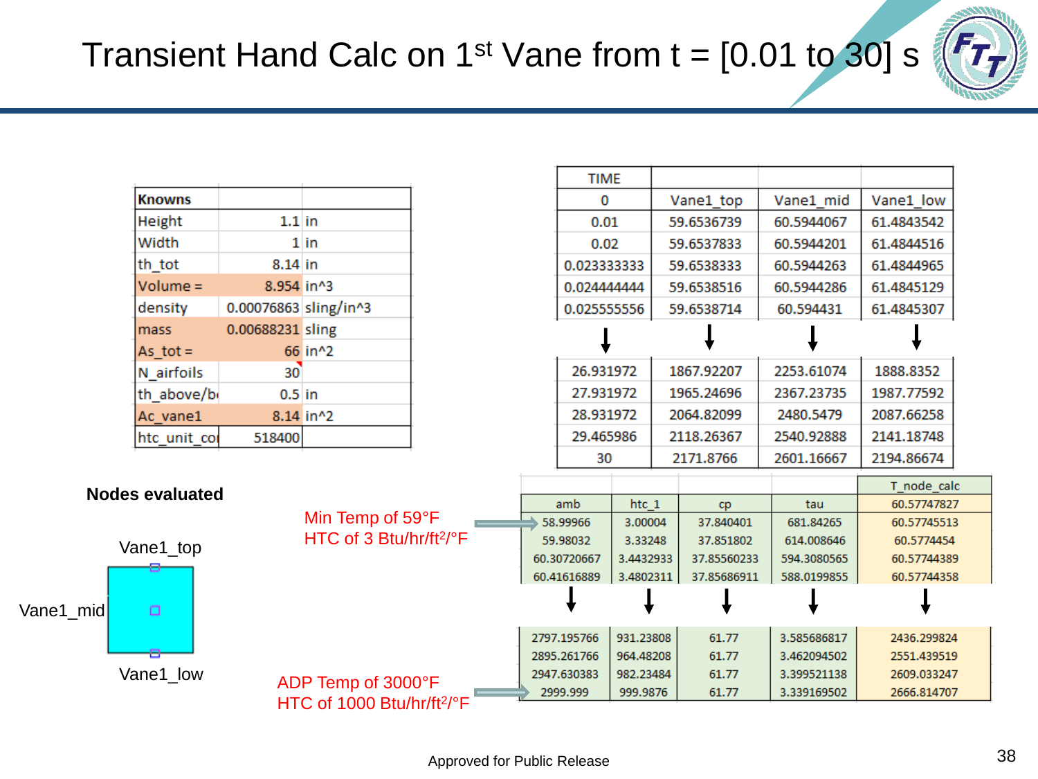# Transient Hand Calc on 1st Vane from t = [0.01 to 30] s

| Knowns | | |
|---|---|---|
| Height | 1.1 | in |
| Width | 1 | in |
| th_tot | 8.14 | in |
| Volume = | 8.954 | in^3 |
| density | 0.00076863 | sling/in^3 |
| mass | 0.00688231 | sling |
| As_tot = | 66 | in^2 |
| N_airfoils | 30 | |
| th_above/b | 0.5 | in |
| Ac_vane1 | 8.14 | in^2 |
| htc_unit_co | 518400 | |

**Nodes evaluated**

Vane1_top

Vane1_mid

Vane1_low

| TIME | | | |
|---|---|---|---|
| 0 | Vane1_top | Vane1_mid | Vane1_low |
| 0.01 | 59.6536739 | 60.5944067 | 61.4843542 |
| 0.02 | 59.6537833 | 60.5944201 | 61.4844516 |
| 0.023333333 | 59.6538333 | 60.5944263 | 61.4844965 |
| 0.024444444 | 59.6538516 | 60.5944286 | 61.4845129 |
| 0.025555556 | 59.6538714 | 60.594431 | 61.4845307 |
| ↓ | ↓ | ↓ | ↓ |
| 26.931972 | 1867.92207 | 2253.61074 | 1888.8352 |
| 27.931972 | 1965.24696 | 2367.23735 | 1987.77592 |
| 28.931972 | 2064.82099 | 2480.5479 | 2087.66258 |
| 29.465986 | 2118.26367 | 2540.92888 | 2141.18748 |
| 30 | 2171.8766 | 2601.16667 | 2194.86674 |

Min Temp of 59°F
HTC of 3 Btu/hr/ft²/°F

ADP Temp of 3000°F
HTC of 1000 Btu/hr/ft²/°F

| | | | | T_node_calc |
|---|---|---|---|---|
| amb | htc_1 | cp | tau | 60.57747827 |
| 58.99966 | 3.00004 | 37.840401 | 681.84265 | 60.57745513 |
| 59.98032 | 3.33248 | 37.851802 | 614.008646 | 60.5774454 |
| 60.30720667 | 3.4432933 | 37.85560233 | 594.3080565 | 60.57744389 |
| 60.41616889 | 3.4802311 | 37.85686911 | 588.0199855 | 60.57744358 |
| ↓ | ↓ | ↓ | ↓ | ↓ |
| 2797.195766 | 931.23808 | 61.77 | 3.585686817 | 2436.299824 |
| 2895.261766 | 964.48208 | 61.77 | 3.462094502 | 2551.439519 |
| 2947.630383 | 982.23484 | 61.77 | 3.399521138 | 2609.033247 |
| 2999.999 | 999.9876 | 61.77 | 3.339169502 | 2666.814707 |

Approved for Public Release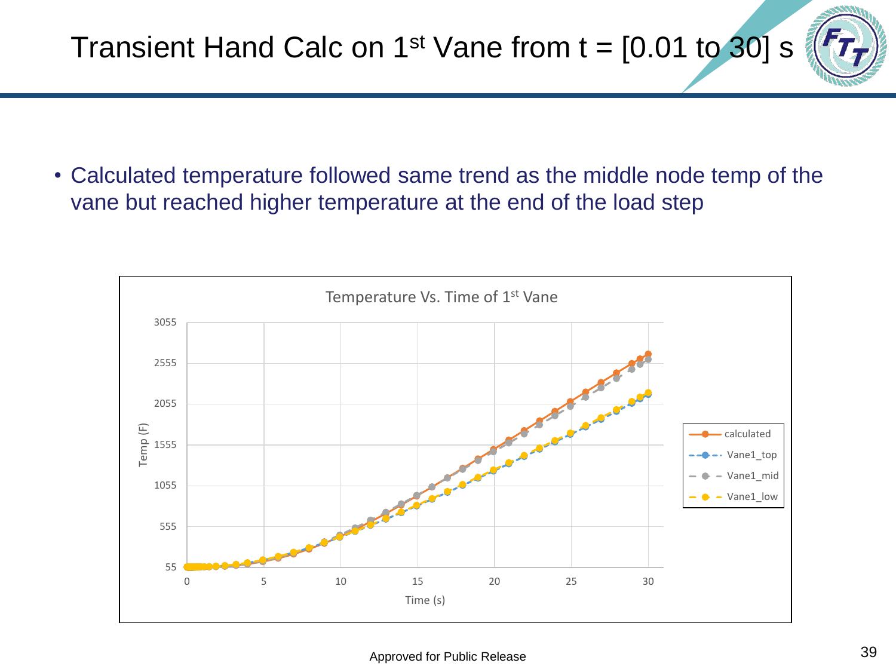# Transient Hand Calc on 1st Vane from t = [0.01 to 30] s

- Calculated temperature followed same trend as the middle node temp of the vane but reached higher temperature at the end of the load step

Temperature Vs. Time of 1st Vane

Approved for Public Release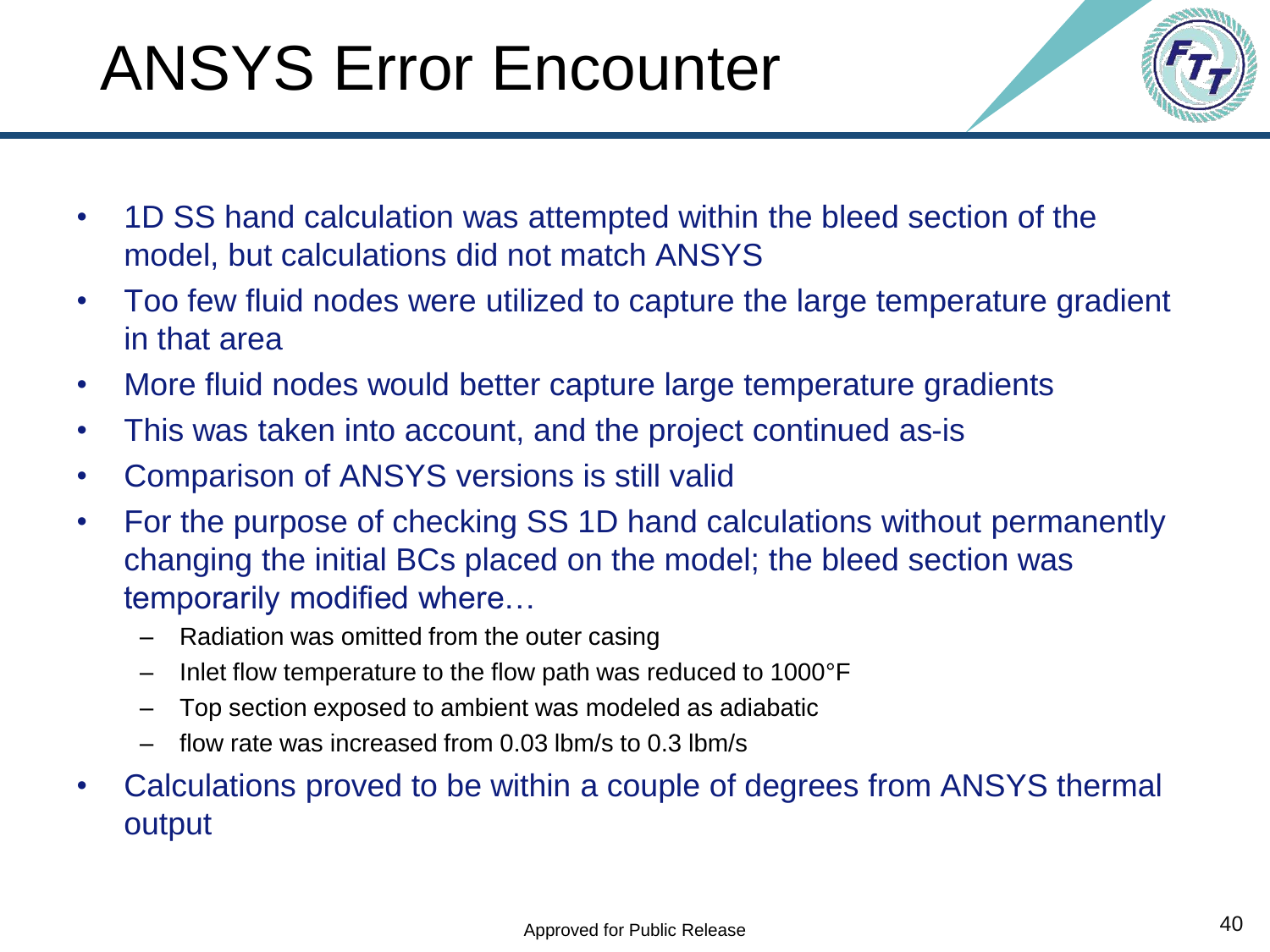# ANSYS Error Encounter

- 1D SS hand calculation was attempted within the bleed section of the model, but calculations did not match ANSYS
- Too few fluid nodes were utilized to capture the large temperature gradient in that area
- More fluid nodes would better capture large temperature gradients
- This was taken into account, and the project continued as-is
- Comparison of ANSYS versions is still valid
- For the purpose of checking SS 1D hand calculations without permanently changing the initial BCs placed on the model; the bleed section was temporarily modified where…
  - Radiation was omitted from the outer casing
  - Inlet flow temperature to the flow path was reduced to 1000°F
  - Top section exposed to ambient was modeled as adiabatic
  - flow rate was increased from 0.03 lbm/s to 0.3 lbm/s
- Calculations proved to be within a couple of degrees from ANSYS thermal output

Approved for Public Release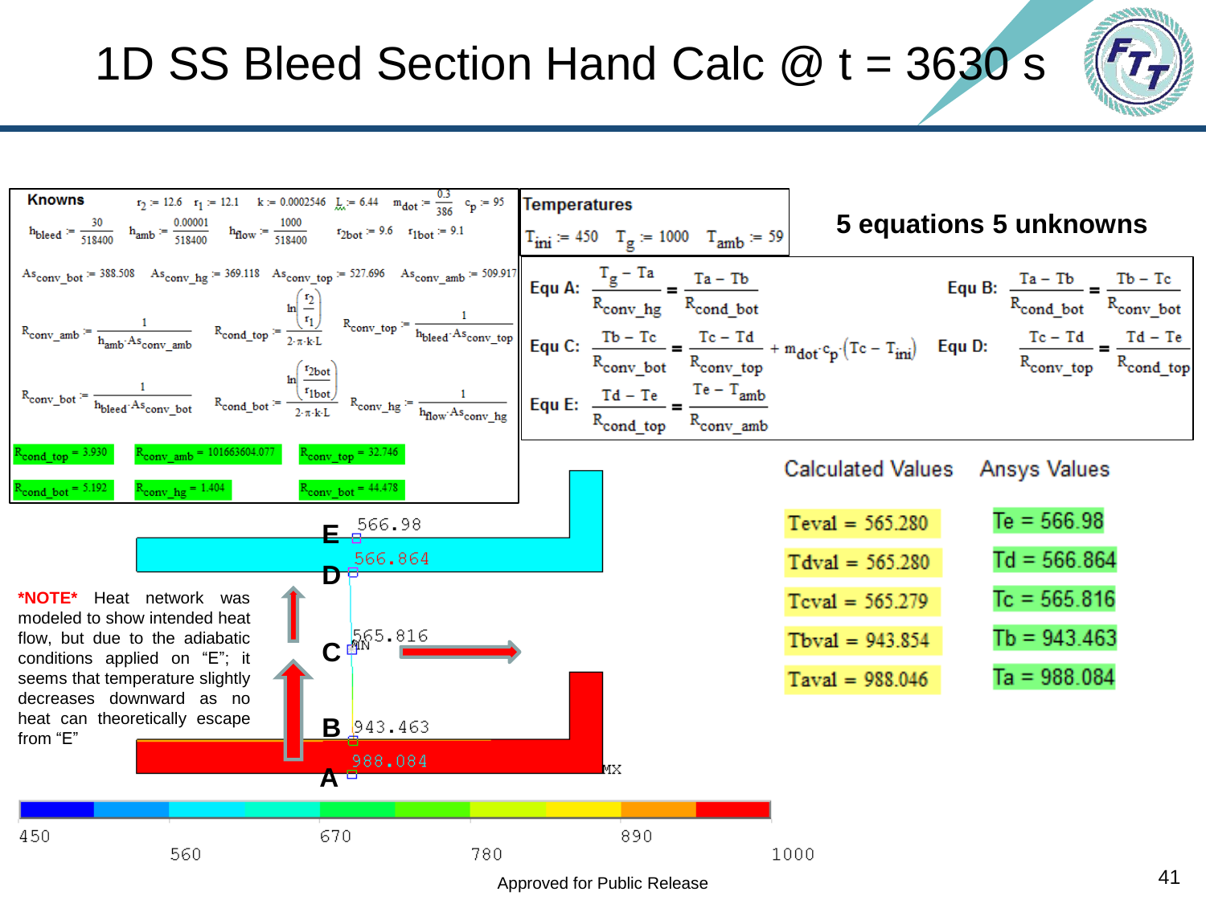# 1D SS Bleed Section Hand Calc @ t = 3630 s

**Knowns**

$r_2 := 12.6$  $r_1 := 12.1$  $k := 0.0002546$  $L := 6.44$  $m_{dot} := \frac{0.3}{386}$  $c_p := 95$

$h_{bleed} := \frac{30}{518400}$  $h_{amb} := \frac{0.00001}{518400}$  $h_{flow} := \frac{1000}{518400}$  $r_{2bot} := 9.6$  $r_{1bot} := 9.1$

$As_{conv\_bot} := 388.508$  $As_{conv\_hg} := 369.118$  $As_{conv\_top} := 527.696$  $As_{conv\_amb} := 509.917$

$R_{conv\_amb} := \frac{1}{h_{amb} \cdot As_{conv\_amb}}$  $R_{cond\_top} := \frac{\ln\left(\frac{r_2}{r_1}\right)}{2 \cdot \pi \cdot k \cdot L}$  $R_{conv\_top} := \frac{1}{h_{bleed} \cdot As_{conv\_top}}$

$R_{conv\_bot} := \frac{1}{h_{bleed} \cdot As_{conv\_bot}}$  $R_{cond\_bot} := \frac{\ln\left(\frac{r_{2bot}}{r_{1bot}}\right)}{2 \cdot \pi \cdot k \cdot L}$  $R_{conv\_hg} := \frac{1}{h_{flow} \cdot As_{conv\_hg}}$

$R_{cond\_top} = 3.930$  $R_{conv\_amb} = 101663604.077$  $R_{conv\_top} = 32.746$

$R_{cond\_bot} = 5.192$  $R_{conv\_hg} = 1.404$  $R_{conv\_bot} = 44.478$

**Temperatures**

$T_{ini} := 450$  $T_g := 1000$  $T_{amb} := 59$

**5 equations 5 unknowns**

Equ A: $\frac{T_g - Ta}{R_{conv\_hg}} = \frac{Ta - Tb}{R_{cond\_bot}}$

Equ B: $\frac{Ta - Tb}{R_{cond\_bot}} = \frac{Tb - Tc}{R_{conv\_bot}}$

Equ C: $\frac{Tb - Tc}{R_{conv\_bot}} = \frac{Tc - Td}{R_{conv\_top}} + m_{dot} \cdot c_p \cdot (Tc - T_{ini})$

Equ D: $\frac{Tc - Td}{R_{conv\_top}} = \frac{Td - Te}{R_{cond\_top}}$

Equ E: $\frac{Td - Te}{R_{cond\_top}} = \frac{Te - T_{amb}}{R_{conv\_amb}}$

| Calculated Values | Ansys Values |
|---|---|
| Teval = 565.280 | Te = 566.98 |
| Tdval = 565.280 | Td = 566.864 |
| Tcval = 565.279 | Tc = 565.816 |
| Tbval = 943.854 | Tb = 943.463 |
| Taval = 988.046 | Ta = 988.084 |

E 566.98, D 566.864, C 565.816, B 943.463, A 988.084

**\*NOTE\*** Heat network was modeled to show intended heat flow, but due to the adiabatic conditions applied on "E"; it seems that temperature slightly decreases downward as no heat can theoretically escape from "E"

450 560 670 780 890 1000

Approved for Public Release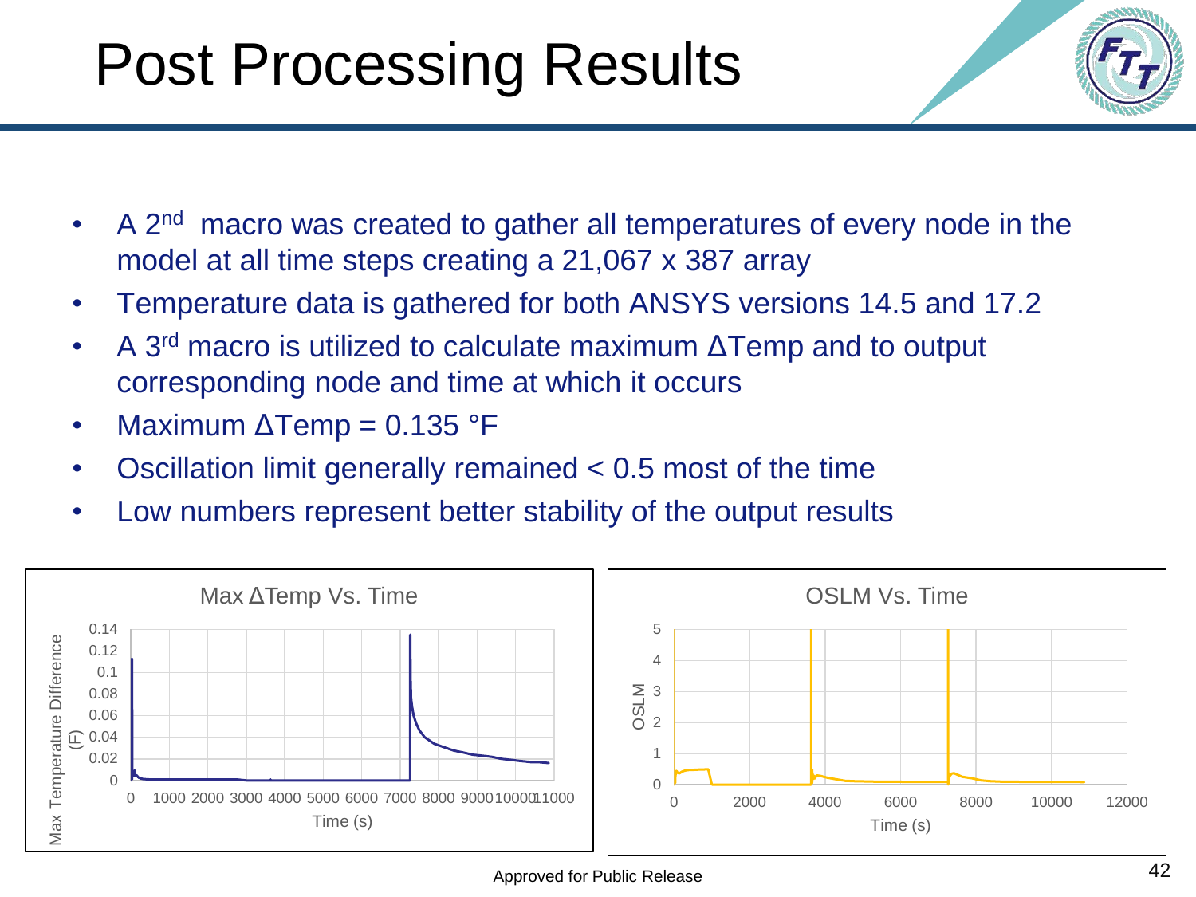# Post Processing Results

- A 2nd macro was created to gather all temperatures of every node in the model at all time steps creating a 21,067 x 387 array
- Temperature data is gathered for both ANSYS versions 14.5 and 17.2
- A 3rd macro is utilized to calculate maximum ΔTemp and to output corresponding node and time at which it occurs
- Maximum ΔTemp = 0.135 °F
- Oscillation limit generally remained < 0.5 most of the time
- Low numbers represent better stability of the output results

Max ΔTemp Vs. Time

OSLM Vs. Time

Approved for Public Release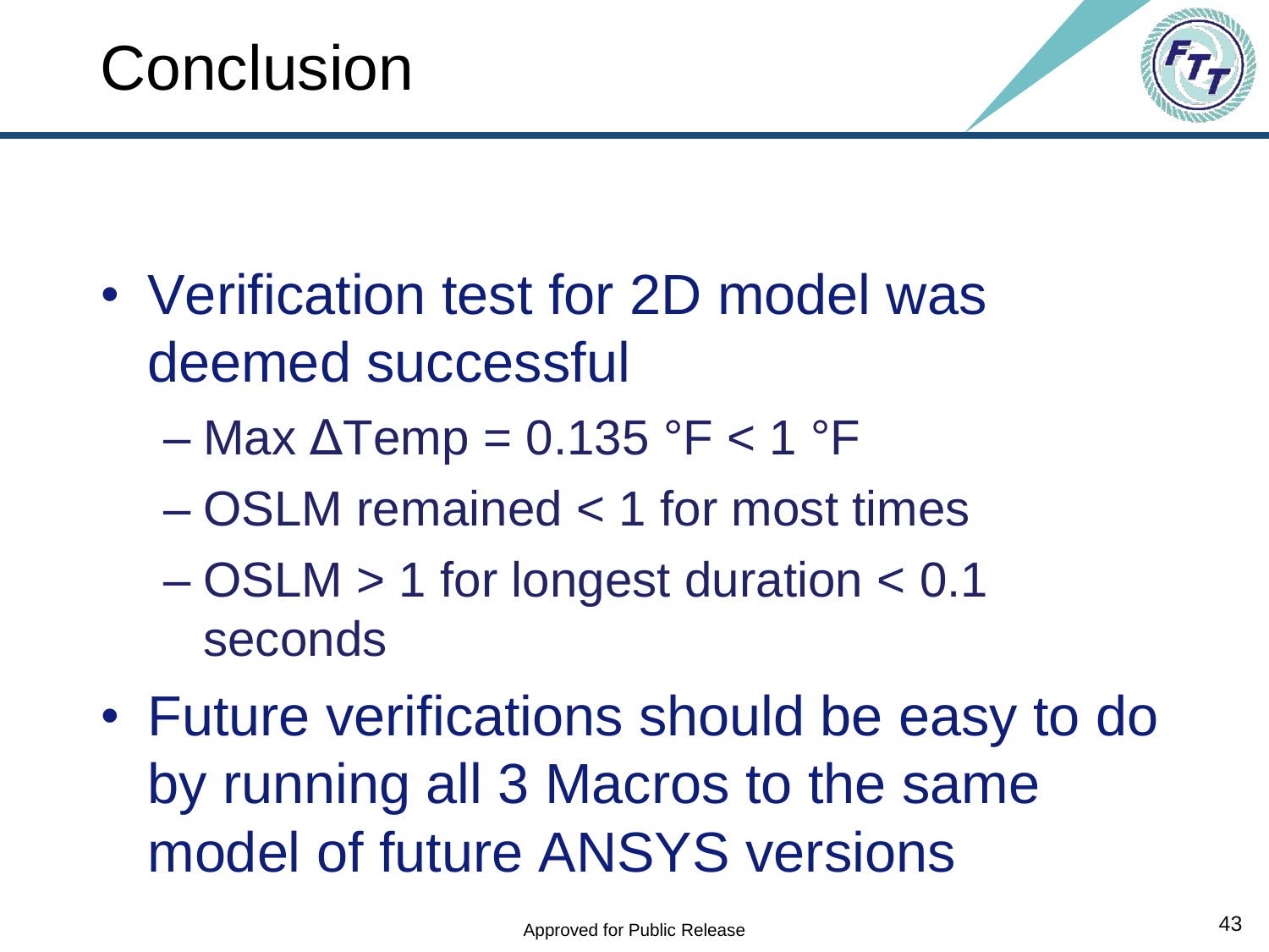# Conclusion

- Verification test for 2D model was deemed successful
  - Max $\Delta$Temp = 0.135 °F < 1 °F
  - OSLM remained < 1 for most times
  - OSLM > 1 for longest duration < 0.1 seconds
- Future verifications should be easy to do by running all 3 Macros to the same model of future ANSYS versions

Approved for Public Release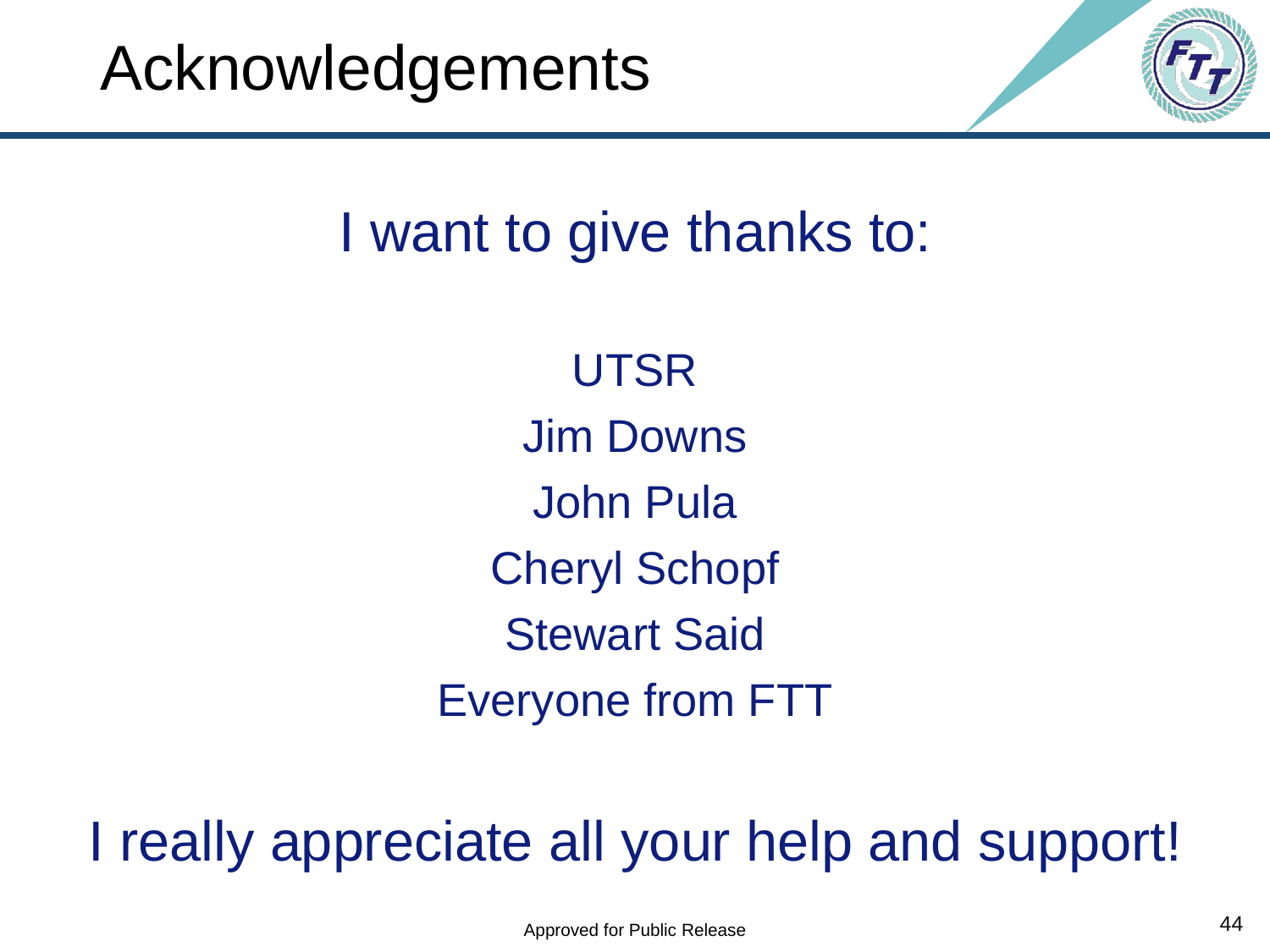# Acknowledgements

I want to give thanks to:

UTSR

Jim Downs

John Pula

Cheryl Schopf

Stewart Said

Everyone from FTT

I really appreciate all your help and support!

Approved for Public Release